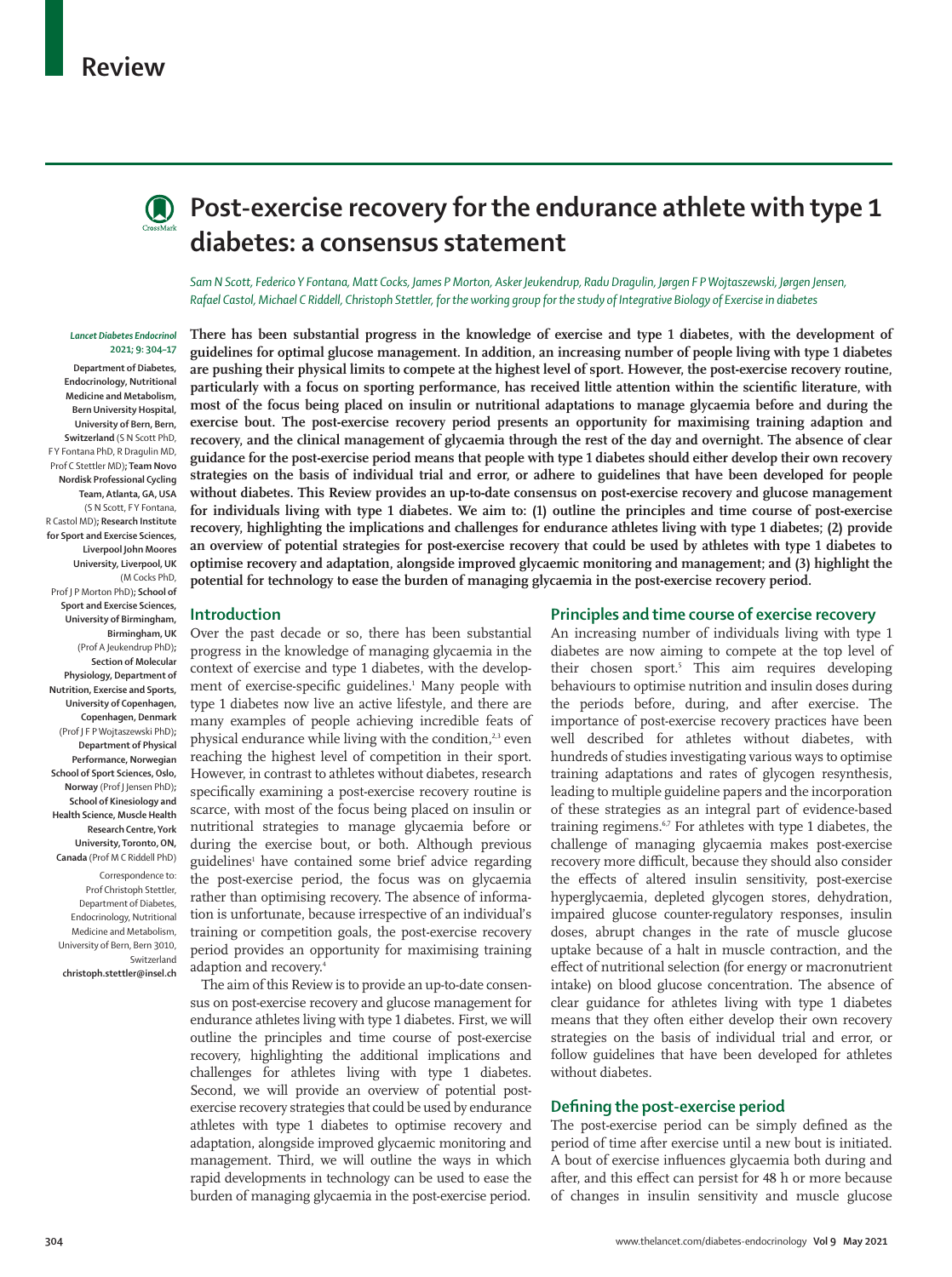Review

# Post-exercise recovery for the endurance athlete with type 1 diabetes: a consensus statement

*Sam N Scott, Federico Y Fontana, Matt Cocks, James P Morton, Asker Jeukendrup, Radu Dragulin, Jørgen F P Wojtaszewski, Jørgen Jensen, Rafael Castol, Michael C Riddell, Christoph Stettler, for the working group for the study of Integrative Biology of Exercise in diabetes*

*Lancet Diabetes Endocrinol* 2021; 9: 304–17

**Department of Diabetes, Endocrinology, Nutritional Medicine and Metabolism, Bern University Hospital, University of Bern, Bern, Switzerland** (S N Scott PhD, F Y Fontana PhD, R Dragulin MD, Prof C Stettler MD); **Team Novo Nordisk Professional Cycling Team, Atlanta, GA, USA** (S N Scott, F Y Fontana, R Castol MD); **Research Institute for Sport and Exercise Sciences, Liverpool John Moores University, Liverpool, UK** (M Cocks PhD, Prof J P Morton PhD); **School of Sport and Exercise Sciences, University of Birmingham, Birmingham, UK** (Prof A Jeukendrup PhD); **Section of Molecular Physiology, Department of Nutrition, Exercise and Sports, University of Copenhagen, Copenhagen, Denmark** (Prof J F P Wojtaszewski PhD); **Department of Physical Performance, Norwegian School of Sport Sciences, Oslo, Norway** (Prof J Jensen PhD); **School of Kinesiology and Health Science, Muscle Health Research Centre, York University, Toronto, ON, Canada** (Prof M C Riddell PhD)

Correspondence to: Prof Christoph Stettler, Department of Diabetes, Endocrinology, Nutritional Medicine and Metabolism, University of Bern, Bern 3010, Switzerland **christoph.stettler@insel.ch**

**There has been substantial progress in the knowledge of exercise and type 1 diabetes, with the development of guidelines for optimal glucose management. In addition, an increasing number of people living with type 1 diabetes are pushing their physical limits to compete at the highest level of sport. However, the post-exercise recovery routine, particularly with a focus on sporting performance, has received little attention within the scientific literature, with most of the focus being placed on insulin or nutritional adaptations to manage glycaemia before and during the exercise bout. The post-exercise recovery period presents an opportunity for maximising training adaption and recovery, and the clinical management of glycaemia through the rest of the day and overnight. The absence of clear guidance for the post-exercise period means that people with type 1 diabetes should either develop their own recovery strategies on the basis of individual trial and error, or adhere to guidelines that have been developed for people without diabetes. This Review provides an up-to-date consensus on post-exercise recovery and glucose management for individuals living with type 1 diabetes. We aim to: (1) outline the principles and time course of post-exercise recovery, highlighting the implications and challenges for endurance athletes living with type 1 diabetes; (2) provide an overview of potential strategies for post-exercise recovery that could be used by athletes with type 1 diabetes to optimise recovery and adaptation, alongside improved glycaemic monitoring and management; and (3) highlight the potential for technology to ease the burden of managing glycaemia in the post-exercise recovery period.**

## Introduction

Over the past decade or so, there has been substantial progress in the knowledge of managing glycaemia in the context of exercise and type 1 diabetes, with the development of exercise-specific guidelines.[1] Many people with type 1 diabetes now live an active lifestyle, and there are many examples of people achieving incredible feats of physical endurance while living with the condition,[2,3] even reaching the highest level of competition in their sport. However, in contrast to athletes without diabetes, research specifically examining a post-exercise recovery routine is scarce, with most of the focus being placed on insulin or nutritional strategies to manage glycaemia before or during the exercise bout, or both. Although previous guidelines[1] have contained some brief advice regarding the post-exercise period, the focus was on glycaemia rather than optimising recovery. The absence of information is unfortunate, because irrespective of an individual's training or competition goals, the post-exercise recovery period provides an opportunity for maximising training adaption and recovery.[4]

The aim of this Review is to provide an up-to-date consensus on post-exercise recovery and glucose management for endurance athletes living with type 1 diabetes. First, we will outline the principles and time course of post-exercise recovery, highlighting the additional implications and challenges for athletes living with type 1 diabetes. Second, we will provide an overview of potential post-exercise recovery strategies that could be used by endurance athletes with type 1 diabetes to optimise recovery and adaptation, alongside improved glycaemic monitoring and management. Third, we will outline the ways in which rapid developments in technology can be used to ease the burden of managing glycaemia in the post-exercise period.

## Principles and time course of exercise recovery

An increasing number of individuals living with type 1 diabetes are now aiming to compete at the top level of their chosen sport.[5] This aim requires developing behaviours to optimise nutrition and insulin doses during the periods before, during, and after exercise. The importance of post-exercise recovery practices have been well described for athletes without diabetes, with hundreds of studies investigating various ways to optimise training adaptations and rates of glycogen resynthesis, leading to multiple guideline papers and the incorporation of these strategies as an integral part of evidence-based training regimens.[6,7] For athletes with type 1 diabetes, the challenge of managing glycaemia makes post-exercise recovery more difficult, because they should also consider the effects of altered insulin sensitivity, post-exercise hyperglycaemia, depleted glycogen stores, dehydration, impaired glucose counter-regulatory responses, insulin doses, abrupt changes in the rate of muscle glucose uptake because of a halt in muscle contraction, and the effect of nutritional selection (for energy or macronutrient intake) on blood glucose concentration. The absence of clear guidance for athletes living with type 1 diabetes means that they often either develop their own recovery strategies on the basis of individual trial and error, or follow guidelines that have been developed for athletes without diabetes.

## Defining the post-exercise period

The post-exercise period can be simply defined as the period of time after exercise until a new bout is initiated. A bout of exercise influences glycaemia both during and after, and this effect can persist for 48 h or more because of changes in insulin sensitivity and muscle glucose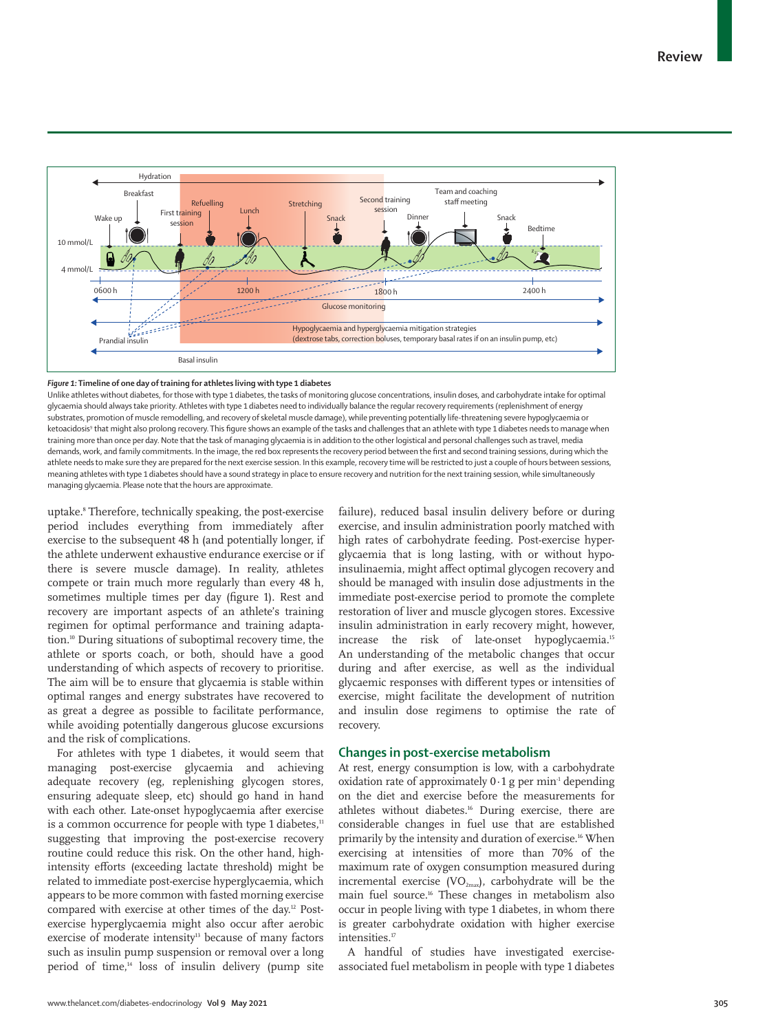*Figure 1:* **Timeline of one day of training for athletes living with type 1 diabetes**

Unlike athletes without diabetes, for those with type 1 diabetes, the tasks of monitoring glucose concentrations, insulin doses, and carbohydrate intake for optimal glycaemia should always take priority. Athletes with type 1 diabetes need to individually balance the regular recovery requirements (replenishment of energy substrates, promotion of muscle remodelling, and recovery of skeletal muscle damage), while preventing potentially life-threatening severe hypoglycaemia or ketoacidosis[9] that might also prolong recovery. This figure shows an example of the tasks and challenges that an athlete with type 1 diabetes needs to manage when training more than once per day. Note that the task of managing glycaemia is in addition to the other logistical and personal challenges such as travel, media demands, work, and family commitments. In the image, the red box represents the recovery period between the first and second training sessions, during which the athlete needs to make sure they are prepared for the next exercise session. In this example, recovery time will be restricted to just a couple of hours between sessions, meaning athletes with type 1 diabetes should have a sound strategy in place to ensure recovery and nutrition for the next training session, while simultaneously managing glycaemia. Please note that the hours are approximate.

uptake.[8] Therefore, technically speaking, the post-exercise period includes everything from immediately after exercise to the subsequent 48 h (and potentially longer, if the athlete underwent exhaustive endurance exercise or if there is severe muscle damage). In reality, athletes compete or train much more regularly than every 48 h, sometimes multiple times per day (figure 1). Rest and recovery are important aspects of an athlete's training regimen for optimal performance and training adaptation.[10] During situations of suboptimal recovery time, the athlete or sports coach, or both, should have a good understanding of which aspects of recovery to prioritise. The aim will be to ensure that glycaemia is stable within optimal ranges and energy substrates have recovered to as great a degree as possible to facilitate performance, while avoiding potentially dangerous glucose excursions and the risk of complications.

For athletes with type 1 diabetes, it would seem that managing post-exercise glycaemia and achieving adequate recovery (eg, replenishing glycogen stores, ensuring adequate sleep, etc) should go hand in hand with each other. Late-onset hypoglycaemia after exercise is a common occurrence for people with type 1 diabetes,[11] suggesting that improving the post-exercise recovery routine could reduce this risk. On the other hand, high-intensity efforts (exceeding lactate threshold) might be related to immediate post-exercise hyperglycaemia, which appears to be more common with fasted morning exercise compared with exercise at other times of the day.[12] Post-exercise hyperglycaemia might also occur after aerobic exercise of moderate intensity[13] because of many factors such as insulin pump suspension or removal over a long period of time,[14] loss of insulin delivery (pump site failure), reduced basal insulin delivery before or during exercise, and insulin administration poorly matched with high rates of carbohydrate feeding. Post-exercise hyperglycaemia that is long lasting, with or without hypoinsulinaemia, might affect optimal glycogen recovery and should be managed with insulin dose adjustments in the immediate post-exercise period to promote the complete restoration of liver and muscle glycogen stores. Excessive insulin administration in early recovery might, however, increase the risk of late-onset hypoglycaemia.[15] An understanding of the metabolic changes that occur during and after exercise, as well as the individual glycaemic responses with different types or intensities of exercise, might facilitate the development of nutrition and insulin dose regimens to optimise the rate of recovery.

## Changes in post-exercise metabolism

At rest, energy consumption is low, with a carbohydrate oxidation rate of approximately 0·1 g per min$^{-1}$ depending on the diet and exercise before the measurements for athletes without diabetes.[16] During exercise, there are considerable changes in fuel use that are established primarily by the intensity and duration of exercise.[16] When exercising at intensities of more than 70% of the maximum rate of oxygen consumption measured during incremental exercise ($VO_{2max}$), carbohydrate will be the main fuel source.[16] These changes in metabolism also occur in people living with type 1 diabetes, in whom there is greater carbohydrate oxidation with higher exercise intensities.[17]

A handful of studies have investigated exercise-associated fuel metabolism in people with type 1 diabetes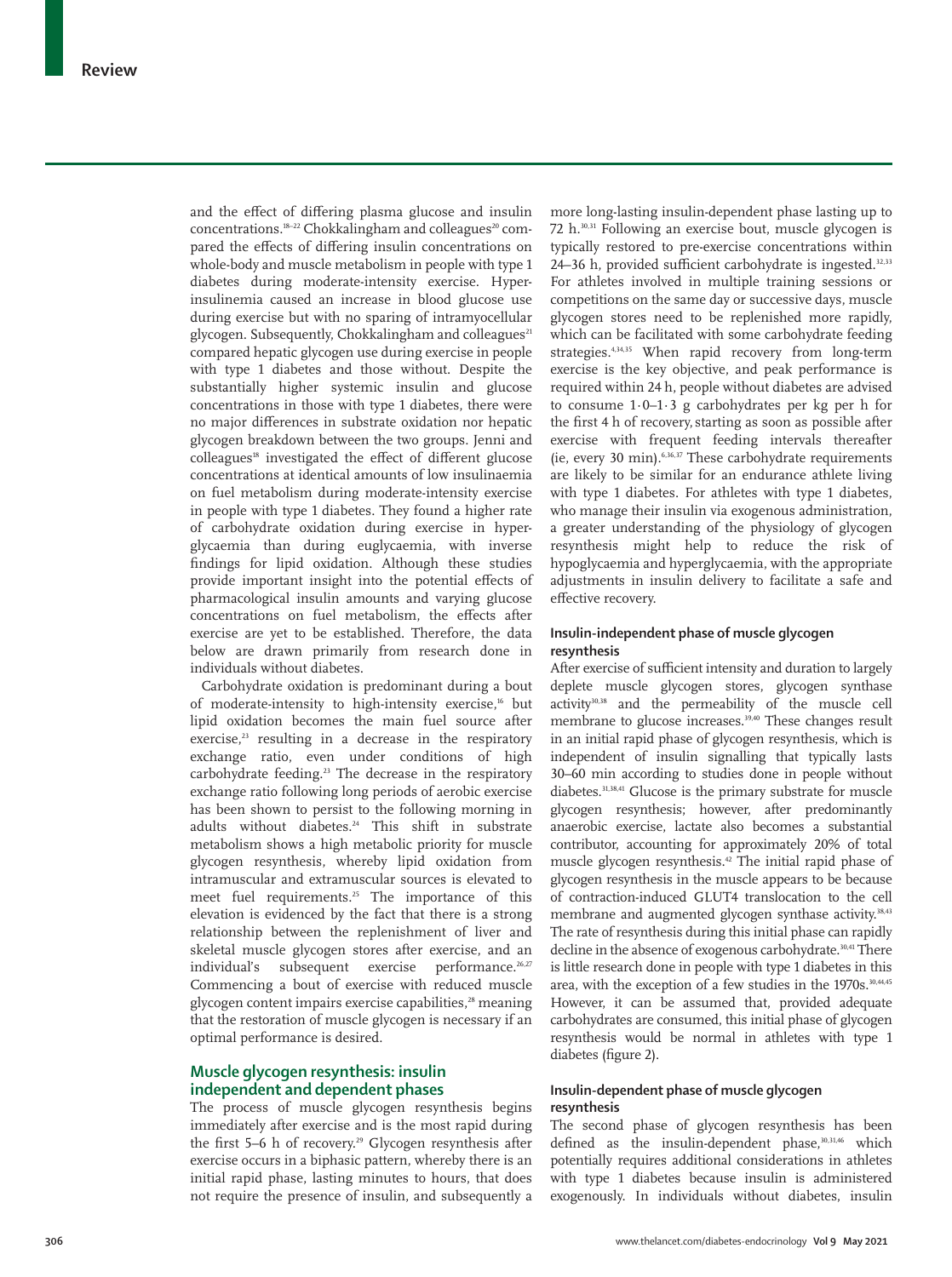and the effect of differing plasma glucose and insulin concentrations.[18–22] Chokkalingham and colleagues[20] compared the effects of differing insulin concentrations on whole-body and muscle metabolism in people with type 1 diabetes during moderate-intensity exercise. Hyperinsulinemia caused an increase in blood glucose use during exercise but with no sparing of intramyocellular glycogen. Subsequently, Chokkalingham and colleagues[21] compared hepatic glycogen use during exercise in people with type 1 diabetes and those without. Despite the substantially higher systemic insulin and glucose concentrations in those with type 1 diabetes, there were no major differences in substrate oxidation nor hepatic glycogen breakdown between the two groups. Jenni and colleagues[18] investigated the effect of different glucose concentrations at identical amounts of low insulinaemia on fuel metabolism during moderate-intensity exercise in people with type 1 diabetes. They found a higher rate of carbohydrate oxidation during exercise in hyperglycaemia than during euglycaemia, with inverse findings for lipid oxidation. Although these studies provide important insight into the potential effects of pharmacological insulin amounts and varying glucose concentrations on fuel metabolism, the effects after exercise are yet to be established. Therefore, the data below are drawn primarily from research done in individuals without diabetes.

Carbohydrate oxidation is predominant during a bout of moderate-intensity to high-intensity exercise,[16] but lipid oxidation becomes the main fuel source after exercise,[23] resulting in a decrease in the respiratory exchange ratio, even under conditions of high carbohydrate feeding.[23] The decrease in the respiratory exchange ratio following long periods of aerobic exercise has been shown to persist to the following morning in adults without diabetes.[24] This shift in substrate metabolism shows a high metabolic priority for muscle glycogen resynthesis, whereby lipid oxidation from intramuscular and extramuscular sources is elevated to meet fuel requirements.[25] The importance of this elevation is evidenced by the fact that there is a strong relationship between the replenishment of liver and skeletal muscle glycogen stores after exercise, and an individual's subsequent exercise performance.[26,27] Commencing a bout of exercise with reduced muscle glycogen content impairs exercise capabilities,[28] meaning that the restoration of muscle glycogen is necessary if an optimal performance is desired.

## Muscle glycogen resynthesis: insulin independent and dependent phases

The process of muscle glycogen resynthesis begins immediately after exercise and is the most rapid during the first 5–6 h of recovery.[29] Glycogen resynthesis after exercise occurs in a biphasic pattern, whereby there is an initial rapid phase, lasting minutes to hours, that does not require the presence of insulin, and subsequently a more long-lasting insulin-dependent phase lasting up to 72 h.[30,31] Following an exercise bout, muscle glycogen is typically restored to pre-exercise concentrations within 24–36 h, provided sufficient carbohydrate is ingested.[32,33] For athletes involved in multiple training sessions or competitions on the same day or successive days, muscle glycogen stores need to be replenished more rapidly, which can be facilitated with some carbohydrate feeding strategies.[4,34,35] When rapid recovery from long-term exercise is the key objective, and peak performance is required within 24 h, people without diabetes are advised to consume 1·0–1·3 g carbohydrates per kg per h for the first 4 h of recovery, starting as soon as possible after exercise with frequent feeding intervals thereafter (ie, every 30 min).[6,36,37] These carbohydrate requirements are likely to be similar for an endurance athlete living with type 1 diabetes. For athletes with type 1 diabetes, who manage their insulin via exogenous administration, a greater understanding of the physiology of glycogen resynthesis might help to reduce the risk of hypoglycaemia and hyperglycaemia, with the appropriate adjustments in insulin delivery to facilitate a safe and effective recovery.

### Insulin-independent phase of muscle glycogen resynthesis

After exercise of sufficient intensity and duration to largely deplete muscle glycogen stores, glycogen synthase activity[30,38] and the permeability of the muscle cell membrane to glucose increases.[39,40] These changes result in an initial rapid phase of glycogen resynthesis, which is independent of insulin signalling that typically lasts 30–60 min according to studies done in people without diabetes.[31,38,41] Glucose is the primary substrate for muscle glycogen resynthesis; however, after predominantly anaerobic exercise, lactate also becomes a substantial contributor, accounting for approximately 20% of total muscle glycogen resynthesis.[42] The initial rapid phase of glycogen resynthesis in the muscle appears to be because of contraction-induced GLUT4 translocation to the cell membrane and augmented glycogen synthase activity.[38,43] The rate of resynthesis during this initial phase can rapidly decline in the absence of exogenous carbohydrate.[30,41] There is little research done in people with type 1 diabetes in this area, with the exception of a few studies in the 1970s.[30,44,45] However, it can be assumed that, provided adequate carbohydrates are consumed, this initial phase of glycogen resynthesis would be normal in athletes with type 1 diabetes (figure 2).

### Insulin-dependent phase of muscle glycogen resynthesis

The second phase of glycogen resynthesis has been defined as the insulin-dependent phase,[30,31,46] which potentially requires additional considerations in athletes with type 1 diabetes because insulin is administered exogenously. In individuals without diabetes, insulin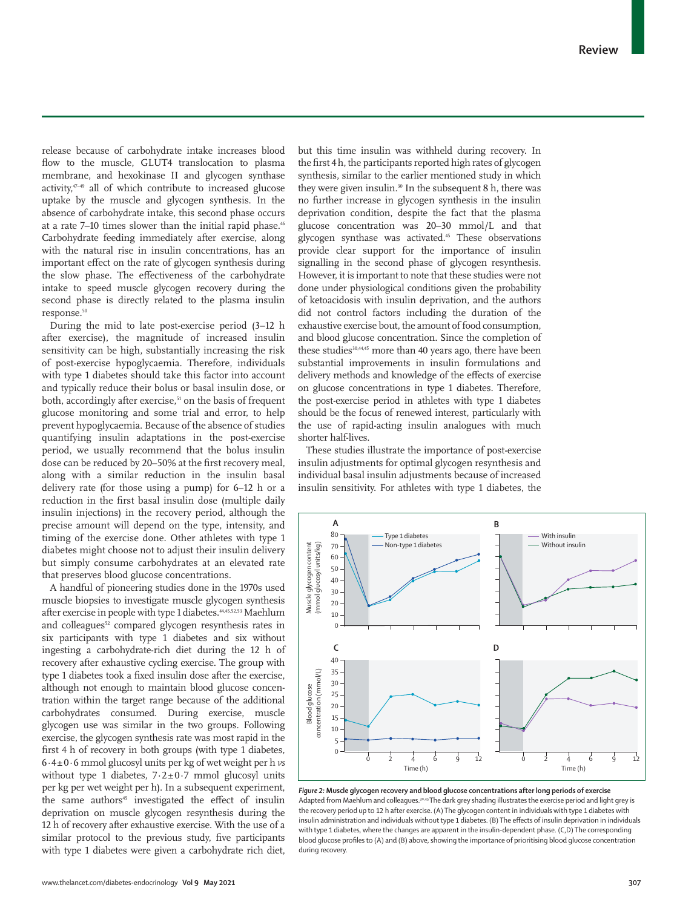release because of carbohydrate intake increases blood flow to the muscle, GLUT4 translocation to plasma membrane, and hexokinase II and glycogen synthase activity,[47–49] all of which contribute to increased glucose uptake by the muscle and glycogen synthesis. In the absence of carbohydrate intake, this second phase occurs at a rate 7–10 times slower than the initial rapid phase.[46] Carbohydrate feeding immediately after exercise, along with the natural rise in insulin concentrations, has an important effect on the rate of glycogen synthesis during the slow phase. The effectiveness of the carbohydrate intake to speed muscle glycogen recovery during the second phase is directly related to the plasma insulin response.[50]

During the mid to late post-exercise period (3–12 h after exercise), the magnitude of increased insulin sensitivity can be high, substantially increasing the risk of post-exercise hypoglycaemia. Therefore, individuals with type 1 diabetes should take this factor into account and typically reduce their bolus or basal insulin dose, or both, accordingly after exercise,[51] on the basis of frequent glucose monitoring and some trial and error, to help prevent hypoglycaemia. Because of the absence of studies quantifying insulin adaptations in the post-exercise period, we usually recommend that the bolus insulin dose can be reduced by 20–50% at the first recovery meal, along with a similar reduction in the insulin basal delivery rate (for those using a pump) for 6–12 h or a reduction in the first basal insulin dose (multiple daily insulin injections) in the recovery period, although the precise amount will depend on the type, intensity, and timing of the exercise done. Other athletes with type 1 diabetes might choose not to adjust their insulin delivery but simply consume carbohydrates at an elevated rate that preserves blood glucose concentrations.

A handful of pioneering studies done in the 1970s used muscle biopsies to investigate muscle glycogen synthesis after exercise in people with type 1 diabetes.[44,45,52,53] Maehlum and colleagues[52] compared glycogen resynthesis rates in six participants with type 1 diabetes and six without ingesting a carbohydrate-rich diet during the 12 h of recovery after exhaustive cycling exercise. The group with type 1 diabetes took a fixed insulin dose after the exercise, although not enough to maintain blood glucose concentration within the target range because of the additional carbohydrates consumed. During exercise, muscle glycogen use was similar in the two groups. Following exercise, the glycogen synthesis rate was most rapid in the first 4 h of recovery in both groups (with type 1 diabetes, 6·4±0·6 mmol glucosyl units per kg of wet weight per h *vs* without type 1 diabetes, 7·2±0·7 mmol glucosyl units per kg per wet weight per h). In a subsequent experiment, the same authors[45] investigated the effect of insulin deprivation on muscle glycogen resynthesis during the 12 h of recovery after exhaustive exercise. With the use of a similar protocol to the previous study, five participants with type 1 diabetes were given a carbohydrate rich diet, but this time insulin was withheld during recovery. In the first 4 h, the participants reported high rates of glycogen synthesis, similar to the earlier mentioned study in which they were given insulin.[30] In the subsequent 8 h, there was no further increase in glycogen synthesis in the insulin deprivation condition, despite the fact that the plasma glucose concentration was 20–30 mmol/L and that glycogen synthase was activated.[45] These observations provide clear support for the importance of insulin signalling in the second phase of glycogen resynthesis. However, it is important to note that these studies were not done under physiological conditions given the probability of ketoacidosis with insulin deprivation, and the authors did not control factors including the duration of the exhaustive exercise bout, the amount of food consumption, and blood glucose concentration. Since the completion of these studies[30,44,45] more than 40 years ago, there have been substantial improvements in insulin formulations and delivery methods and knowledge of the effects of exercise on glucose concentrations in type 1 diabetes. Therefore, the post-exercise period in athletes with type 1 diabetes should be the focus of renewed interest, particularly with the use of rapid-acting insulin analogues with much shorter half-lives.

These studies illustrate the importance of post-exercise insulin adjustments for optimal glycogen resynthesis and individual basal insulin adjustments because of increased insulin sensitivity. For athletes with type 1 diabetes, the

**Figure 2: Muscle glycogen recovery and blood glucose concentrations after long periods of exercise**
Adapted from Maehlum and colleagues.[30,45] The dark grey shading illustrates the exercise period and light grey is the recovery period up to 12 h after exercise. (A) The glycogen content in individuals with type 1 diabetes with insulin administration and individuals without type 1 diabetes. (B) The effects of insulin deprivation in individuals with type 1 diabetes, where the changes are apparent in the insulin-dependent phase. (C,D) The corresponding blood glucose profiles to (A) and (B) above, showing the importance of prioritising blood glucose concentration during recovery.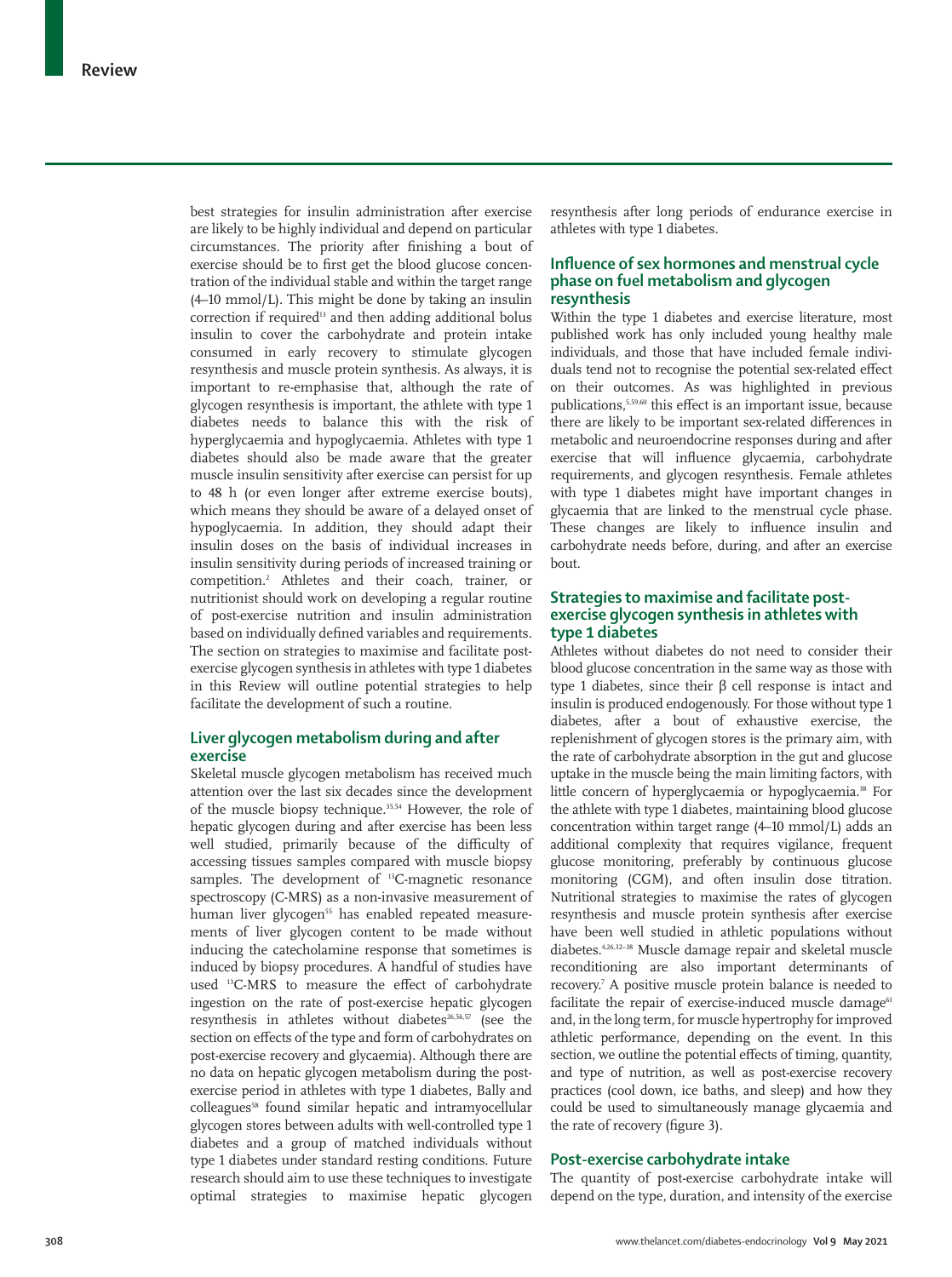best strategies for insulin administration after exercise are likely to be highly individual and depend on particular circumstances. The priority after finishing a bout of exercise should be to first get the blood glucose concentration of the individual stable and within the target range (4–10 mmol/L). This might be done by taking an insulin correction if required[13] and then adding additional bolus insulin to cover the carbohydrate and protein intake consumed in early recovery to stimulate glycogen resynthesis and muscle protein synthesis. As always, it is important to re-emphasise that, although the rate of glycogen resynthesis is important, the athlete with type 1 diabetes needs to balance this with the risk of hyperglycaemia and hypoglycaemia. Athletes with type 1 diabetes should also be made aware that the greater muscle insulin sensitivity after exercise can persist for up to 48 h (or even longer after extreme exercise bouts), which means they should be aware of a delayed onset of hypoglycaemia. In addition, they should adapt their insulin doses on the basis of individual increases in insulin sensitivity during periods of increased training or competition.[2] Athletes and their coach, trainer, or nutritionist should work on developing a regular routine of post-exercise nutrition and insulin administration based on individually defined variables and requirements. The section on strategies to maximise and facilitate post-exercise glycogen synthesis in athletes with type 1 diabetes in this Review will outline potential strategies to help facilitate the development of such a routine.

## Liver glycogen metabolism during and after exercise

Skeletal muscle glycogen metabolism has received much attention over the last six decades since the development of the muscle biopsy technique.[35,54] However, the role of hepatic glycogen during and after exercise has been less well studied, primarily because of the difficulty of accessing tissues samples compared with muscle biopsy samples. The development of $^{13}$C-magnetic resonance spectroscopy (C-MRS) as a non-invasive measurement of human liver glycogen[55] has enabled repeated measurements of liver glycogen content to be made without inducing the catecholamine response that sometimes is induced by biopsy procedures. A handful of studies have used $^{13}$C-MRS to measure the effect of carbohydrate ingestion on the rate of post-exercise hepatic glycogen resynthesis in athletes without diabetes[26,56,57] (see the section on effects of the type and form of carbohydrates on post-exercise recovery and glycaemia). Although there are no data on hepatic glycogen metabolism during the post-exercise period in athletes with type 1 diabetes, Bally and colleagues[58] found similar hepatic and intramyocellular glycogen stores between adults with well-controlled type 1 diabetes and a group of matched individuals without type 1 diabetes under standard resting conditions. Future research should aim to use these techniques to investigate optimal strategies to maximise hepatic glycogen resynthesis after long periods of endurance exercise in athletes with type 1 diabetes.

## Influence of sex hormones and menstrual cycle phase on fuel metabolism and glycogen resynthesis

Within the type 1 diabetes and exercise literature, most published work has only included young healthy male individuals, and those that have included female individuals tend not to recognise the potential sex-related effect on their outcomes. As was highlighted in previous publications,[5,59,60] this effect is an important issue, because there are likely to be important sex-related differences in metabolic and neuroendocrine responses during and after exercise that will influence glycaemia, carbohydrate requirements, and glycogen resynthesis. Female athletes with type 1 diabetes might have important changes in glycaemia that are linked to the menstrual cycle phase. These changes are likely to influence insulin and carbohydrate needs before, during, and after an exercise bout.

## Strategies to maximise and facilitate post-exercise glycogen synthesis in athletes with type 1 diabetes

Athletes without diabetes do not need to consider their blood glucose concentration in the same way as those with type 1 diabetes, since their β cell response is intact and insulin is produced endogenously. For those without type 1 diabetes, after a bout of exhaustive exercise, the replenishment of glycogen stores is the primary aim, with the rate of carbohydrate absorption in the gut and glucose uptake in the muscle being the main limiting factors, with little concern of hyperglycaemia or hypoglycaemia.[38] For the athlete with type 1 diabetes, maintaining blood glucose concentration within target range (4–10 mmol/L) adds an additional complexity that requires vigilance, frequent glucose monitoring, preferably by continuous glucose monitoring (CGM), and often insulin dose titration. Nutritional strategies to maximise the rates of glycogen resynthesis and muscle protein synthesis after exercise have been well studied in athletic populations without diabetes.[4,26,32–38] Muscle damage repair and skeletal muscle reconditioning are also important determinants of recovery.[7] A positive muscle protein balance is needed to facilitate the repair of exercise-induced muscle damage[61] and, in the long term, for muscle hypertrophy for improved athletic performance, depending on the event. In this section, we outline the potential effects of timing, quantity, and type of nutrition, as well as post-exercise recovery practices (cool down, ice baths, and sleep) and how they could be used to simultaneously manage glycaemia and the rate of recovery (figure 3).

### Post-exercise carbohydrate intake

The quantity of post-exercise carbohydrate intake will depend on the type, duration, and intensity of the exercise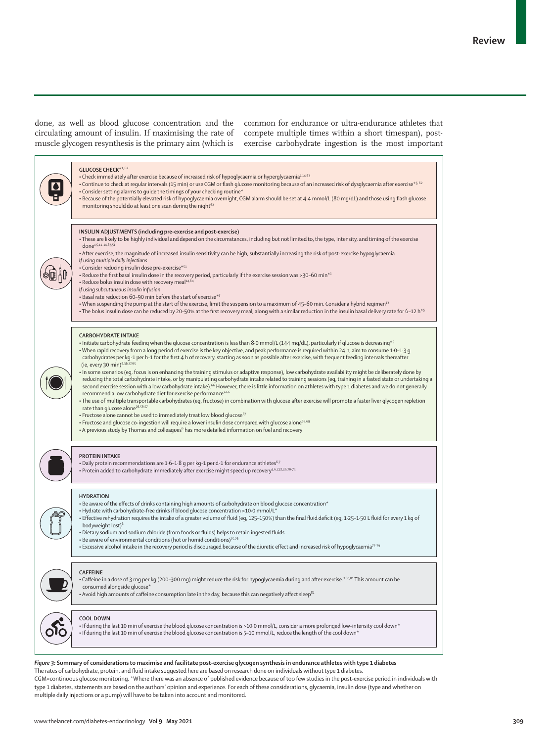done, as well as blood glucose concentration and the circulating amount of insulin. If maximising the rate of muscle glycogen resynthesis is the primary aim (which is common for endurance or ultra-endurance athletes that compete multiple times within a short timespan), post-exercise carbohydrate ingestion is the most important

**GLUCOSE CHECK***[1,62]

- Check immediately after exercise because of increased risk of hypoglycaemia or hyperglycaemia[1,14,63]
- Continue to check at regular intervals (15 min) or use CGM or flash glucose monitoring because of an increased risk of dysglycaemia after exercise*[5,62]
- Consider setting alarms to guide the timings of your checking routine*
- Because of the potentially elevated risk of hypoglycaemia overnight, CGM alarm should be set at 4·4 mmol/L (80 mg/dL) and those using flash glucose monitoring should do at least one scan during the night[62]

**INSULIN ADJUSTMENTS (including pre-exercise and post-exercise)**

- These are likely to be highly individual and depend on the circumstances, including but not limited to, the type, intensity, and timing of the exercise done[1,5,11–14,63,51]
- After exercise, the magnitude of increased insulin sensitivity can be high, substantially increasing the risk of post-exercise hypoglycaemia

*If using multiple daily injections*

- Consider reducing insulin dose pre-exercise*[51]
- Reduce the first basal insulin dose in the recovery period, particularly if the exercise session was >30–60 min*[1]
- Reduce bolus insulin dose with recovery meal[14,64]

*If using subcutaneous insulin infusion*

- Basal rate reduction 60–90 min before the start of exercise*[5]
- When suspending the pump at the start of the exercise, limit the suspension to a maximum of 45–60 min. Consider a hybrid regimen[13]
- The bolus insulin dose can be reduced by 20–50% at the first recovery meal, along with a similar reduction in the insulin basal delivery rate for 6–12 h*[5]

**CARBOHYDRATE INTAKE**

- Initiate carbohydrate feeding when the glucose concentration is less than 8·0 mmol/L (144 mg/dL), particularly if glucose is decreasing*[5]
- When rapid recovery from a long period of exercise is the key objective, and peak performance is required within 24 h, aim to consume 1·0–1·3 g carbohydrates per kg-1 per h-1 for the first 4 h of recovery, starting as soon as possible after exercise, with frequent feeding intervals thereafter (ie, every 30 min)[6,36,37,65]
- In some scenarios (eg, focus is on enhancing the training stimulus or adaptive response), low carbohydrate availability might be deliberately done by reducing the total carbohydrate intake, or by manipulating carbohydrate intake related to training sessions (eg, training in a fasted state or undertaking a second exercise session with a low carbohydrate intake).[66] However, there is little information on athletes with type 1 diabetes and we do not generally recommend a low carbohydrate diet for exercise performance*[66]
- The use of multiple transportable carbohydrates (eg, fructose) in combination with glucose after exercise will promote a faster liver glycogen repletion rate than glucose alone[26,56,57]
- Fructose alone cannot be used to immediately treat low blood glucose[67]
- Fructose and glucose co-ingestion will require a lower insulin dose compared with glucose alone[68,69]
- A previous study by Thomas and colleagues[6] has more detailed information on fuel and recovery

**PROTEIN INTAKE**

- Daily protein recommendations are 1·6–1·8 g per kg-1 per d-1 for endurance athletes[6,7]
- Protein added to carbohydrate immediately after exercise might speed up recovery[4,6,7,32,36,70–74]

**HYDRATION**

- Be aware of the effects of drinks containing high amounts of carbohydrate on blood glucose concentration*
- Hydrate with carbohydrate-free drinks if blood glucose concentration >10·0 mmol/L*
- Effective rehydration requires the intake of a greater volume of fluid (eg, 125–150%) than the final fluid deficit (eg, 1·25–1·50 L fluid for every 1 kg of bodyweight lost)[6]
- Dietary sodium and sodium chloride (from foods or fluids) helps to retain ingested fluids
- Be aware of environmental conditions (hot or humid conditions)[75,76]
- Excessive alcohol intake in the recovery period is discouraged because of the diuretic effect and increased risk of hypoglycaemia[77–79]

**CAFFEINE**

- Caffeine in a dose of 3 mg per kg (200–300 mg) might reduce the risk for hypoglycaemia during and after exercise.*[80,81] This amount can be consumed alongside glucose*
- Avoid high amounts of caffeine consumption late in the day, because this can negatively affect sleep[82]

**COOL DOWN**

- If during the last 10 min of exercise the blood glucose concentration is >10·0 mmol/L, consider a more prolonged low-intensity cool down*
- If during the last 10 min of exercise the blood glucose concentration is 5–10 mmol/L, reduce the length of the cool down*

*Figure 3:* **Summary of considerations to maximise and facilitate post-exercise glycogen synthesis in endurance athletes with type 1 diabetes**
The rates of carbohydrate, protein, and fluid intake suggested here are based on research done on individuals without type 1 diabetes.
CGM=continuous glucose monitoring. *Where there was an absence of published evidence because of too few studies in the post-exercise period in individuals with type 1 diabetes, statements are based on the authors' opinion and experience. For each of these considerations, glycaemia, insulin dose (type and whether on multiple daily injections or a pump) will have to be taken into account and monitored.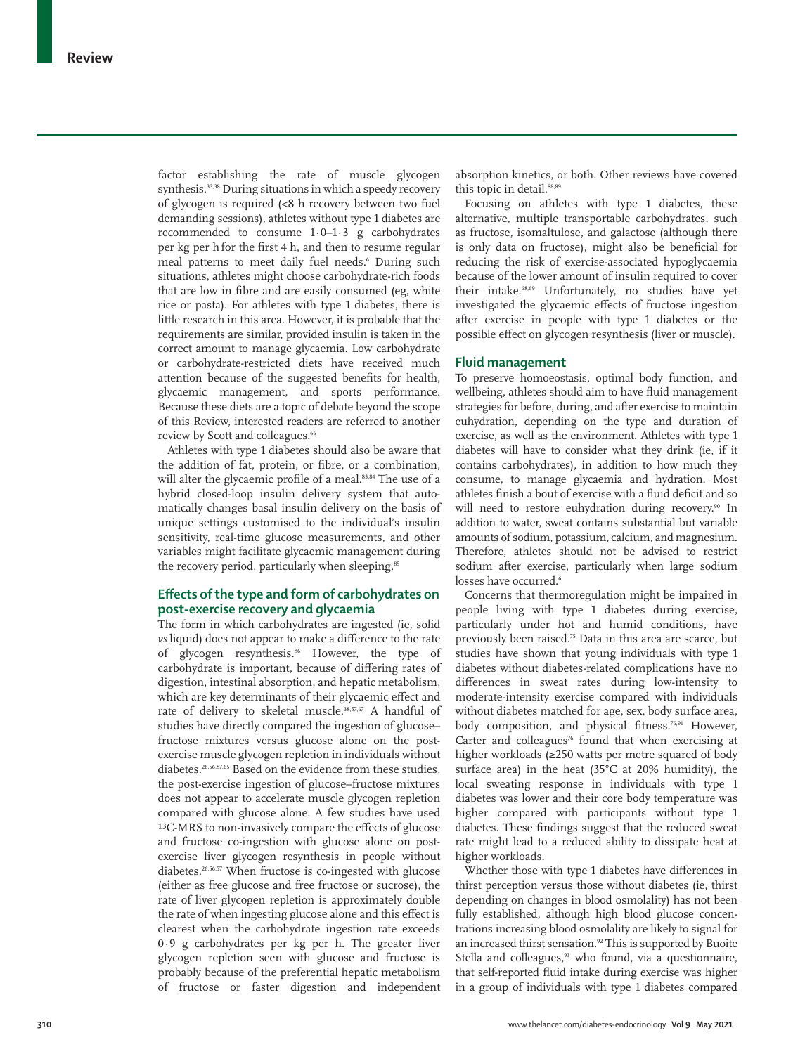factor establishing the rate of muscle glycogen synthesis.[33,38] During situations in which a speedy recovery of glycogen is required (<8 h recovery between two fuel demanding sessions), athletes without type 1 diabetes are recommended to consume 1·0–1·3 g carbohydrates per kg per h for the first 4 h, and then to resume regular meal patterns to meet daily fuel needs.[6] During such situations, athletes might choose carbohydrate-rich foods that are low in fibre and are easily consumed (eg, white rice or pasta). For athletes with type 1 diabetes, there is little research in this area. However, it is probable that the requirements are similar, provided insulin is taken in the correct amount to manage glycaemia. Low carbohydrate or carbohydrate-restricted diets have received much attention because of the suggested benefits for health, glycaemic management, and sports performance. Because these diets are a topic of debate beyond the scope of this Review, interested readers are referred to another review by Scott and colleagues.[66]

Athletes with type 1 diabetes should also be aware that the addition of fat, protein, or fibre, or a combination, will alter the glycaemic profile of a meal.[83,84] The use of a hybrid closed-loop insulin delivery system that automatically changes basal insulin delivery on the basis of unique settings customised to the individual's insulin sensitivity, real-time glucose measurements, and other variables might facilitate glycaemic management during the recovery period, particularly when sleeping.[85]

## Effects of the type and form of carbohydrates on post-exercise recovery and glycaemia

The form in which carbohydrates are ingested (ie, solid *vs* liquid) does not appear to make a difference to the rate of glycogen resynthesis.[86] However, the type of carbohydrate is important, because of differing rates of digestion, intestinal absorption, and hepatic metabolism, which are key determinants of their glycaemic effect and rate of delivery to skeletal muscle.[38,57,67] A handful of studies have directly compared the ingestion of glucose–fructose mixtures versus glucose alone on the post-exercise muscle glycogen repletion in individuals without diabetes.[26,56,87,65] Based on the evidence from these studies, the post-exercise ingestion of glucose–fructose mixtures does not appear to accelerate muscle glycogen repletion compared with glucose alone. A few studies have used $^{13}$C-MRS to non-invasively compare the effects of glucose and fructose co-ingestion with glucose alone on post-exercise liver glycogen resynthesis in people without diabetes.[26,56,57] When fructose is co-ingested with glucose (either as free glucose and free fructose or sucrose), the rate of liver glycogen repletion is approximately double the rate of when ingesting glucose alone and this effect is clearest when the carbohydrate ingestion rate exceeds 0·9 g carbohydrates per kg per h. The greater liver glycogen repletion seen with glucose and fructose is probably because of the preferential hepatic metabolism of fructose or faster digestion and independent absorption kinetics, or both. Other reviews have covered this topic in detail.[88,89]

Focusing on athletes with type 1 diabetes, these alternative, multiple transportable carbohydrates, such as fructose, isomaltulose, and galactose (although there is only data on fructose), might also be beneficial for reducing the risk of exercise-associated hypoglycaemia because of the lower amount of insulin required to cover their intake.[68,69] Unfortunately, no studies have yet investigated the glycaemic effects of fructose ingestion after exercise in people with type 1 diabetes or the possible effect on glycogen resynthesis (liver or muscle).

## Fluid management

To preserve homoeostasis, optimal body function, and wellbeing, athletes should aim to have fluid management strategies for before, during, and after exercise to maintain euhydration, depending on the type and duration of exercise, as well as the environment. Athletes with type 1 diabetes will have to consider what they drink (ie, if it contains carbohydrates), in addition to how much they consume, to manage glycaemia and hydration. Most athletes finish a bout of exercise with a fluid deficit and so will need to restore euhydration during recovery.[90] In addition to water, sweat contains substantial but variable amounts of sodium, potassium, calcium, and magnesium. Therefore, athletes should not be advised to restrict sodium after exercise, particularly when large sodium losses have occurred.[6]

Concerns that thermoregulation might be impaired in people living with type 1 diabetes during exercise, particularly under hot and humid conditions, have previously been raised.[75] Data in this area are scarce, but studies have shown that young individuals with type 1 diabetes without diabetes-related complications have no differences in sweat rates during low-intensity to moderate-intensity exercise compared with individuals without diabetes matched for age, sex, body surface area, body composition, and physical fitness.[76,91] However, Carter and colleagues[76] found that when exercising at higher workloads (≥250 watts per metre squared of body surface area) in the heat (35°C at 20% humidity), the local sweating response in individuals with type 1 diabetes was lower and their core body temperature was higher compared with participants without type 1 diabetes. These findings suggest that the reduced sweat rate might lead to a reduced ability to dissipate heat at higher workloads.

Whether those with type 1 diabetes have differences in thirst perception versus those without diabetes (ie, thirst depending on changes in blood osmolality) has not been fully established, although high blood glucose concentrations increasing blood osmolality are likely to signal for an increased thirst sensation.[92] This is supported by Buoite Stella and colleagues,[93] who found, via a questionnaire, that self-reported fluid intake during exercise was higher in a group of individuals with type 1 diabetes compared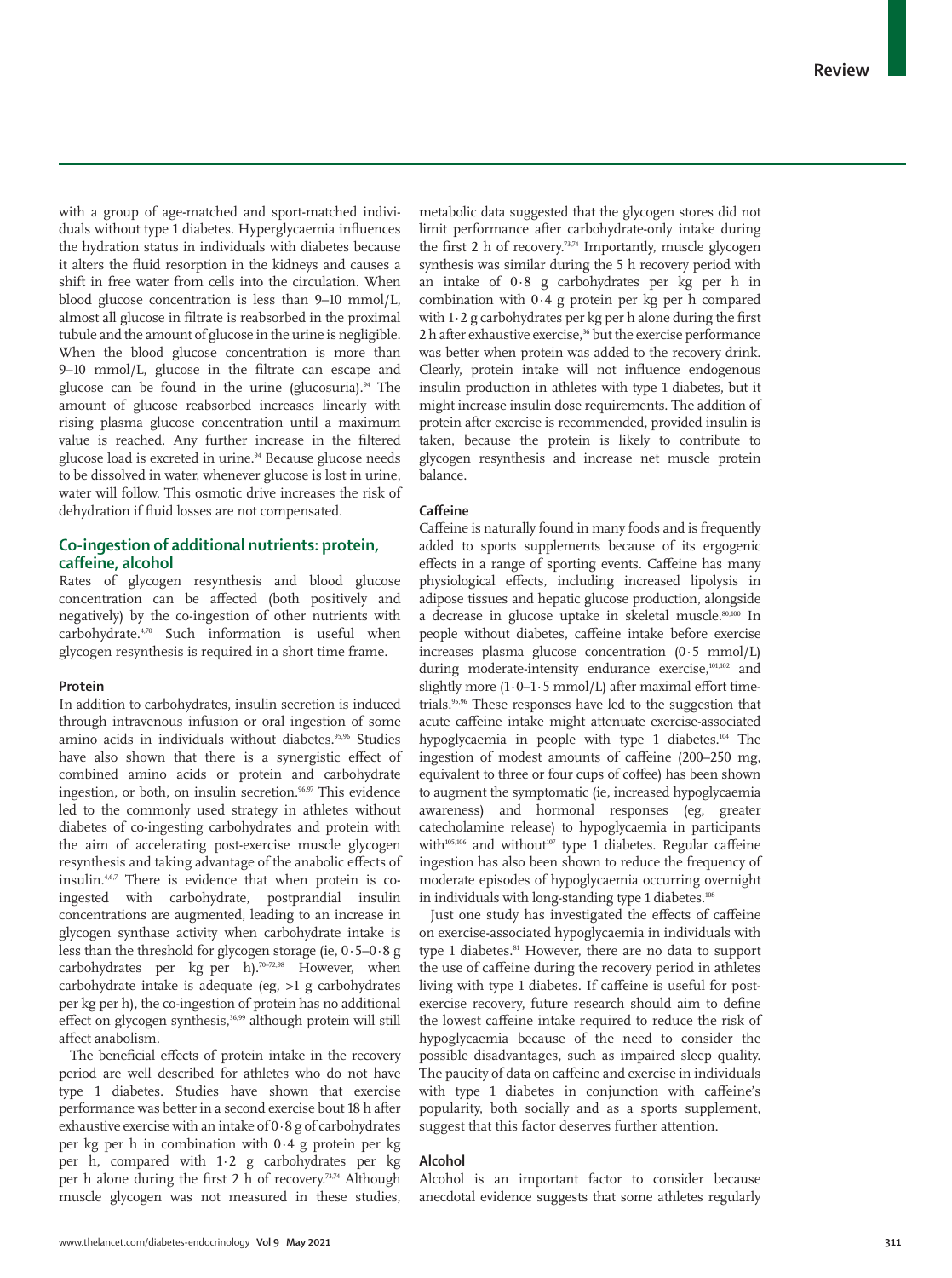with a group of age-matched and sport-matched individuals without type 1 diabetes. Hyperglycaemia influences the hydration status in individuals with diabetes because it alters the fluid resorption in the kidneys and causes a shift in free water from cells into the circulation. When blood glucose concentration is less than 9–10 mmol/L, almost all glucose in filtrate is reabsorbed in the proximal tubule and the amount of glucose in the urine is negligible. When the blood glucose concentration is more than 9–10 mmol/L, glucose in the filtrate can escape and glucose can be found in the urine (glucosuria).[94] The amount of glucose reabsorbed increases linearly with rising plasma glucose concentration until a maximum value is reached. Any further increase in the filtered glucose load is excreted in urine.[94] Because glucose needs to be dissolved in water, whenever glucose is lost in urine, water will follow. This osmotic drive increases the risk of dehydration if fluid losses are not compensated.

## Co-ingestion of additional nutrients: protein, caffeine, alcohol

Rates of glycogen resynthesis and blood glucose concentration can be affected (both positively and negatively) by the co-ingestion of other nutrients with carbohydrate.[4,70] Such information is useful when glycogen resynthesis is required in a short time frame.

### Protein

In addition to carbohydrates, insulin secretion is induced through intravenous infusion or oral ingestion of some amino acids in individuals without diabetes.[95,96] Studies have also shown that there is a synergistic effect of combined amino acids or protein and carbohydrate ingestion, or both, on insulin secretion.[96,97] This evidence led to the commonly used strategy in athletes without diabetes of co-ingesting carbohydrates and protein with the aim of accelerating post-exercise muscle glycogen resynthesis and taking advantage of the anabolic effects of insulin.[4,6,7] There is evidence that when protein is co-ingested with carbohydrate, postprandial insulin concentrations are augmented, leading to an increase in glycogen synthase activity when carbohydrate intake is less than the threshold for glycogen storage (ie, 0·5–0·8 g carbohydrates per kg per h).[70–72,98] However, when carbohydrate intake is adequate (eg, >1 g carbohydrates per kg per h), the co-ingestion of protein has no additional effect on glycogen synthesis,[36,99] although protein will still affect anabolism.

The beneficial effects of protein intake in the recovery period are well described for athletes who do not have type 1 diabetes. Studies have shown that exercise performance was better in a second exercise bout 18 h after exhaustive exercise with an intake of 0·8 g of carbohydrates per kg per h in combination with 0·4 g protein per kg per h, compared with 1·2 g carbohydrates per kg per h alone during the first 2 h of recovery.[73,74] Although muscle glycogen was not measured in these studies, metabolic data suggested that the glycogen stores did not limit performance after carbohydrate-only intake during the first 2 h of recovery.[73,74] Importantly, muscle glycogen synthesis was similar during the 5 h recovery period with an intake of 0·8 g carbohydrates per kg per h in combination with 0·4 g protein per kg per h compared with 1·2 g carbohydrates per kg per h alone during the first 2 h after exhaustive exercise,[36] but the exercise performance was better when protein was added to the recovery drink. Clearly, protein intake will not influence endogenous insulin production in athletes with type 1 diabetes, but it might increase insulin dose requirements. The addition of protein after exercise is recommended, provided insulin is taken, because the protein is likely to contribute to glycogen resynthesis and increase net muscle protein balance.

### Caffeine

Caffeine is naturally found in many foods and is frequently added to sports supplements because of its ergogenic effects in a range of sporting events. Caffeine has many physiological effects, including increased lipolysis in adipose tissues and hepatic glucose production, alongside a decrease in glucose uptake in skeletal muscle.[80,100] In people without diabetes, caffeine intake before exercise increases plasma glucose concentration (0·5 mmol/L) during moderate-intensity endurance exercise,[101,102] and slightly more (1·0–1·5 mmol/L) after maximal effort time-trials.[95,96] These responses have led to the suggestion that acute caffeine intake might attenuate exercise-associated hypoglycaemia in people with type 1 diabetes.[104] The ingestion of modest amounts of caffeine (200–250 mg, equivalent to three or four cups of coffee) has been shown to augment the symptomatic (ie, increased hypoglycaemia awareness) and hormonal responses (eg, greater catecholamine release) to hypoglycaemia in participants with[105,106] and without[107] type 1 diabetes. Regular caffeine ingestion has also been shown to reduce the frequency of moderate episodes of hypoglycaemia occurring overnight in individuals with long-standing type 1 diabetes.[108]

Just one study has investigated the effects of caffeine on exercise-associated hypoglycaemia in individuals with type 1 diabetes.[81] However, there are no data to support the use of caffeine during the recovery period in athletes living with type 1 diabetes. If caffeine is useful for post-exercise recovery, future research should aim to define the lowest caffeine intake required to reduce the risk of hypoglycaemia because of the need to consider the possible disadvantages, such as impaired sleep quality. The paucity of data on caffeine and exercise in individuals with type 1 diabetes in conjunction with caffeine's popularity, both socially and as a sports supplement, suggest that this factor deserves further attention.

### Alcohol

Alcohol is an important factor to consider because anecdotal evidence suggests that some athletes regularly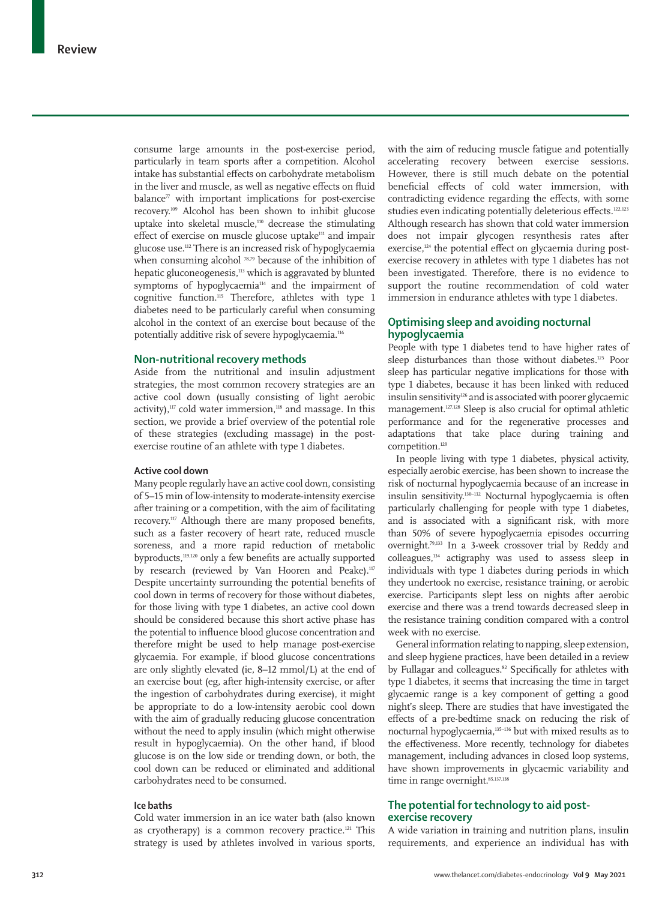consume large amounts in the post-exercise period, particularly in team sports after a competition. Alcohol intake has substantial effects on carbohydrate metabolism in the liver and muscle, as well as negative effects on fluid balance[77] with important implications for post-exercise recovery.[109] Alcohol has been shown to inhibit glucose uptake into skeletal muscle,[110] decrease the stimulating effect of exercise on muscle glucose uptake[111] and impair glucose use.[112] There is an increased risk of hypoglycaemia when consuming alcohol [78,79] because of the inhibition of hepatic gluconeogenesis,[113] which is aggravated by blunted symptoms of hypoglycaemia[114] and the impairment of cognitive function.[115] Therefore, athletes with type 1 diabetes need to be particularly careful when consuming alcohol in the context of an exercise bout because of the potentially additive risk of severe hypoglycaemia.[116]

## Non-nutritional recovery methods

Aside from the nutritional and insulin adjustment strategies, the most common recovery strategies are an active cool down (usually consisting of light aerobic activity),[117] cold water immersion,[118] and massage. In this section, we provide a brief overview of the potential role of these strategies (excluding massage) in the post-exercise routine of an athlete with type 1 diabetes.

### Active cool down

Many people regularly have an active cool down, consisting of 5–15 min of low-intensity to moderate-intensity exercise after training or a competition, with the aim of facilitating recovery.[117] Although there are many proposed benefits, such as a faster recovery of heart rate, reduced muscle soreness, and a more rapid reduction of metabolic byproducts,[119,120] only a few benefits are actually supported by research (reviewed by Van Hooren and Peake).[117] Despite uncertainty surrounding the potential benefits of cool down in terms of recovery for those without diabetes, for those living with type 1 diabetes, an active cool down should be considered because this short active phase has the potential to influence blood glucose concentration and therefore might be used to help manage post-exercise glycaemia. For example, if blood glucose concentrations are only slightly elevated (ie, 8–12 mmol/L) at the end of an exercise bout (eg, after high-intensity exercise, or after the ingestion of carbohydrates during exercise), it might be appropriate to do a low-intensity aerobic cool down with the aim of gradually reducing glucose concentration without the need to apply insulin (which might otherwise result in hypoglycaemia). On the other hand, if blood glucose is on the low side or trending down, or both, the cool down can be reduced or eliminated and additional carbohydrates need to be consumed.

### Ice baths

Cold water immersion in an ice water bath (also known as cryotherapy) is a common recovery practice.[121] This strategy is used by athletes involved in various sports, with the aim of reducing muscle fatigue and potentially accelerating recovery between exercise sessions. However, there is still much debate on the potential beneficial effects of cold water immersion, with contradicting evidence regarding the effects, with some studies even indicating potentially deleterious effects.[122,123] Although research has shown that cold water immersion does not impair glycogen resynthesis rates after exercise,[124] the potential effect on glycaemia during post-exercise recovery in athletes with type 1 diabetes has not been investigated. Therefore, there is no evidence to support the routine recommendation of cold water immersion in endurance athletes with type 1 diabetes.

## Optimising sleep and avoiding nocturnal hypoglycaemia

People with type 1 diabetes tend to have higher rates of sleep disturbances than those without diabetes.[125] Poor sleep has particular negative implications for those with type 1 diabetes, because it has been linked with reduced insulin sensitivity[126] and is associated with poorer glycaemic management.[127,128] Sleep is also crucial for optimal athletic performance and for the regenerative processes and adaptations that take place during training and competition.[129]

In people living with type 1 diabetes, physical activity, especially aerobic exercise, has been shown to increase the risk of nocturnal hypoglycaemia because of an increase in insulin sensitivity.[130–132] Nocturnal hypoglycaemia is often particularly challenging for people with type 1 diabetes, and is associated with a significant risk, with more than 50% of severe hypoglycaemia episodes occurring overnight.[79,133] In a 3-week crossover trial by Reddy and colleagues,[134] actigraphy was used to assess sleep in individuals with type 1 diabetes during periods in which they undertook no exercise, resistance training, or aerobic exercise. Participants slept less on nights after aerobic exercise and there was a trend towards decreased sleep in the resistance training condition compared with a control week with no exercise.

General information relating to napping, sleep extension, and sleep hygiene practices, have been detailed in a review by Fullagar and colleagues.[82] Specifically for athletes with type 1 diabetes, it seems that increasing the time in target glycaemic range is a key component of getting a good night's sleep. There are studies that have investigated the effects of a pre-bedtime snack on reducing the risk of nocturnal hypoglycaemia,[135–136] but with mixed results as to the effectiveness. More recently, technology for diabetes management, including advances in closed loop systems, have shown improvements in glycaemic variability and time in range overnight.[85,137,138]

## The potential for technology to aid post-exercise recovery

A wide variation in training and nutrition plans, insulin requirements, and experience an individual has with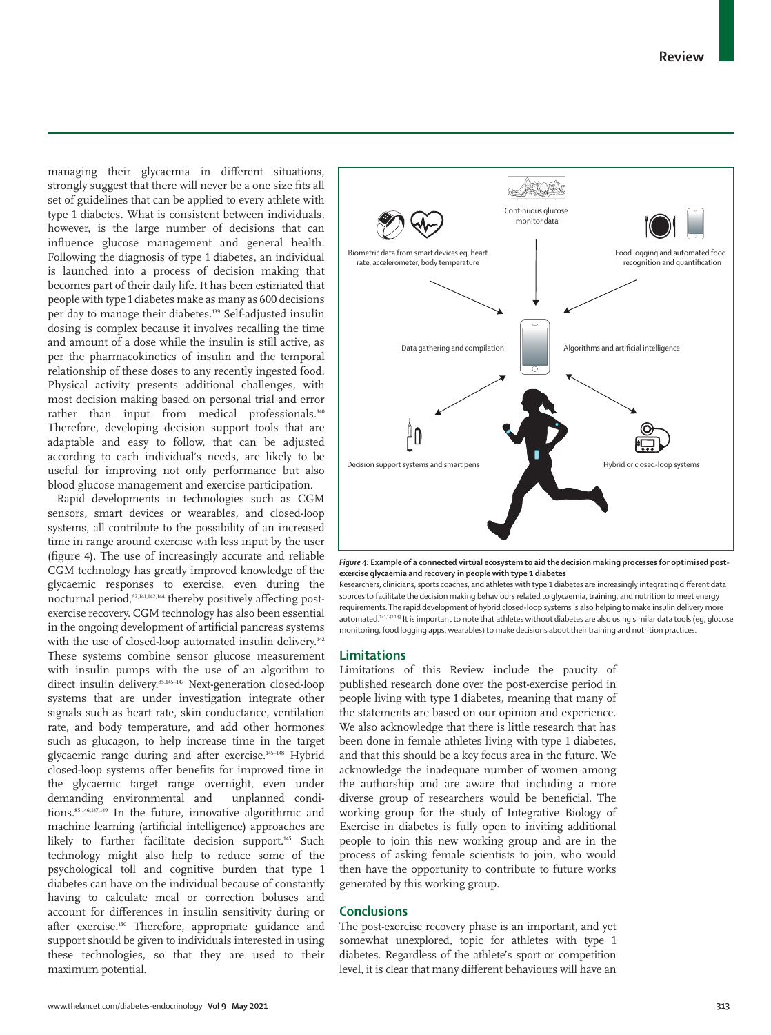managing their glycaemia in different situations, strongly suggest that there will never be a one size fits all set of guidelines that can be applied to every athlete with type 1 diabetes. What is consistent between individuals, however, is the large number of decisions that can influence glucose management and general health. Following the diagnosis of type 1 diabetes, an individual is launched into a process of decision making that becomes part of their daily life. It has been estimated that people with type 1 diabetes make as many as 600 decisions per day to manage their diabetes.[139] Self-adjusted insulin dosing is complex because it involves recalling the time and amount of a dose while the insulin is still active, as per the pharmacokinetics of insulin and the temporal relationship of these doses to any recently ingested food. Physical activity presents additional challenges, with most decision making based on personal trial and error rather than input from medical professionals.[140] Therefore, developing decision support tools that are adaptable and easy to follow, that can be adjusted according to each individual's needs, are likely to be useful for improving not only performance but also blood glucose management and exercise participation.

Rapid developments in technologies such as CGM sensors, smart devices or wearables, and closed-loop systems, all contribute to the possibility of an increased time in range around exercise with less input by the user (figure 4). The use of increasingly accurate and reliable CGM technology has greatly improved knowledge of the glycaemic responses to exercise, even during the nocturnal period,[62,141,142,144] thereby positively affecting post-exercise recovery. CGM technology has also been essential in the ongoing development of artificial pancreas systems with the use of closed-loop automated insulin delivery.[142] These systems combine sensor glucose measurement with insulin pumps with the use of an algorithm to direct insulin delivery.[85,145–147] Next-generation closed-loop systems that are under investigation integrate other signals such as heart rate, skin conductance, ventilation rate, and body temperature, and add other hormones such as glucagon, to help increase time in the target glycaemic range during and after exercise.[145–148] Hybrid closed-loop systems offer benefits for improved time in the glycaemic target range overnight, even under demanding environmental and unplanned conditions.[85,146,147,149] In the future, innovative algorithmic and machine learning (artificial intelligence) approaches are likely to further facilitate decision support.[145] Such technology might also help to reduce some of the psychological toll and cognitive burden that type 1 diabetes can have on the individual because of constantly having to calculate meal or correction boluses and account for differences in insulin sensitivity during or after exercise.[150] Therefore, appropriate guidance and support should be given to individuals interested in using these technologies, so that they are used to their maximum potential.

Continuous glucose monitor data

Biometric data from smart devices eg, heart rate, accelerometer, body temperature

Food logging and automated food recognition and quantification

Data gathering and compilation

Algorithms and artificial intelligence

Decision support systems and smart pens

Hybrid or closed-loop systems

**Figure 4: Example of a connected virtual ecosystem to aid the decision making processes for optimised post-exercise glycaemia and recovery in people with type 1 diabetes**

Researchers, clinicians, sports coaches, and athletes with type 1 diabetes are increasingly integrating different data sources to facilitate the decision making behaviours related to glycaemia, training, and nutrition to meet energy requirements. The rapid development of hybrid closed-loop systems is also helping to make insulin delivery more automated.[141,142,143] It is important to note that athletes without diabetes are also using similar data tools (eg, glucose monitoring, food logging apps, wearables) to make decisions about their training and nutrition practices.

## Limitations

Limitations of this Review include the paucity of published research done over the post-exercise period in people living with type 1 diabetes, meaning that many of the statements are based on our opinion and experience. We also acknowledge that there is little research that has been done in female athletes living with type 1 diabetes, and that this should be a key focus area in the future. We acknowledge the inadequate number of women among the authorship and are aware that including a more diverse group of researchers would be beneficial. The working group for the study of Integrative Biology of Exercise in diabetes is fully open to inviting additional people to join this new working group and are in the process of asking female scientists to join, who would then have the opportunity to contribute to future works generated by this working group.

## Conclusions

The post-exercise recovery phase is an important, and yet somewhat unexplored, topic for athletes with type 1 diabetes. Regardless of the athlete's sport or competition level, it is clear that many different behaviours will have an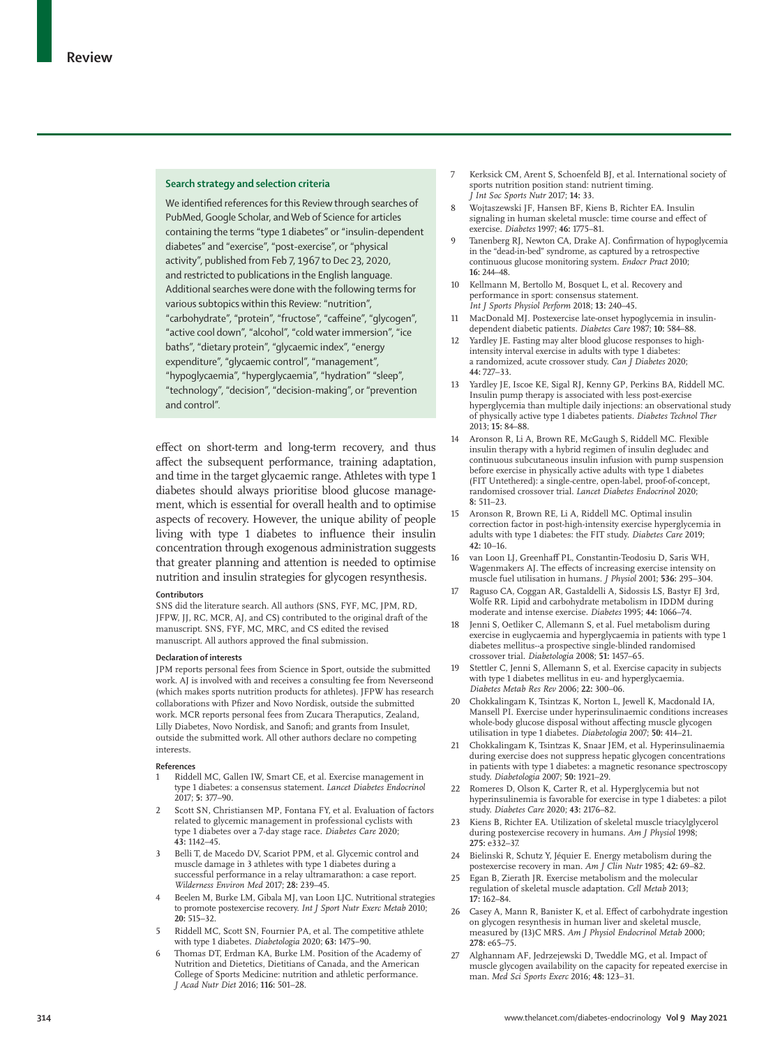### Search strategy and selection criteria

We identified references for this Review through searches of PubMed, Google Scholar, and Web of Science for articles containing the terms "type 1 diabetes" or "insulin-dependent diabetes" and "exercise", "post-exercise", or "physical activity", published from Feb 7, 1967 to Dec 23, 2020, and restricted to publications in the English language. Additional searches were done with the following terms for various subtopics within this Review: "nutrition", "carbohydrate", "protein", "fructose", "caffeine", "glycogen", "active cool down", "alcohol", "cold water immersion", "ice baths", "dietary protein", "glycaemic index", "energy expenditure", "glycaemic control", "management", "hypoglycaemia", "hyperglycaemia", "hydration" "sleep", "technology", "decision", "decision-making", or "prevention and control".

effect on short-term and long-term recovery, and thus affect the subsequent performance, training adaptation, and time in the target glycaemic range. Athletes with type 1 diabetes should always prioritise blood glucose management, which is essential for overall health and to optimise aspects of recovery. However, the unique ability of people living with type 1 diabetes to influence their insulin concentration through exogenous administration suggests that greater planning and attention is needed to optimise nutrition and insulin strategies for glycogen resynthesis.

#### Contributors

SNS did the literature search. All authors (SNS, FYF, MC, JPM, RD, JFPW, JJ, RC, MCR, AJ, and CS) contributed to the original draft of the manuscript. SNS, FYF, MC, MRC, and CS edited the revised manuscript. All authors approved the final submission.

#### Declaration of interests

JPM reports personal fees from Science in Sport, outside the submitted work. AJ is involved with and receives a consulting fee from Neverseond (which makes sports nutrition products for athletes). JFPW has research collaborations with Pfizer and Novo Nordisk, outside the submitted work. MCR reports personal fees from Zucara Theraputics, Zealand, Lilly Diabetes, Novo Nordisk, and Sanofi; and grants from Insulet, outside the submitted work. All other authors declare no competing interests.

#### References

1. Riddell MC, Gallen IW, Smart CE, et al. Exercise management in type 1 diabetes: a consensus statement. *Lancet Diabetes Endocrinol* 2017; **5:** 377–90.
2. Scott SN, Christiansen MP, Fontana FY, et al. Evaluation of factors related to glycemic management in professional cyclists with type 1 diabetes over a 7-day stage race. *Diabetes Care* 2020; **43:** 1142–45.
3. Belli T, de Macedo DV, Scariot PPM, et al. Glycemic control and muscle damage in 3 athletes with type 1 diabetes during a successful performance in a relay ultramarathon: a case report. *Wilderness Environ Med* 2017; **28:** 239–45.
4. Beelen M, Burke LM, Gibala MJ, van Loon LJC. Nutritional strategies to promote postexercise recovery. *Int J Sport Nutr Exerc Metab* 2010; **20:** 515–32.
5. Riddell MC, Scott SN, Fournier PA, et al. The competitive athlete with type 1 diabetes. *Diabetologia* 2020; **63:** 1475–90.
6. Thomas DT, Erdman KA, Burke LM. Position of the Academy of Nutrition and Dietetics, Dietitians of Canada, and the American College of Sports Medicine: nutrition and athletic performance. *J Acad Nutr Diet* 2016; **116:** 501–28.
7. Kerksick CM, Arent S, Schoenfeld BJ, et al. International society of sports nutrition position stand: nutrient timing. *J Int Soc Sports Nutr* 2017; **14:** 33.
8. Wojtaszewski JF, Hansen BF, Kiens B, Richter EA. Insulin signaling in human skeletal muscle: time course and effect of exercise. *Diabetes* 1997; **46:** 1775–81.
9. Tanenberg RJ, Newton CA, Drake AJ. Confirmation of hypoglycemia in the "dead-in-bed" syndrome, as captured by a retrospective continuous glucose monitoring system. *Endocr Pract* 2010; **16:** 244–48.
10. Kellmann M, Bertollo M, Bosquet L, et al. Recovery and performance in sport: consensus statement. *Int J Sports Physiol Perform* 2018; **13:** 240–45.
11. MacDonald MJ. Postexercise late-onset hypoglycemia in insulin-dependent diabetic patients. *Diabetes Care* 1987; **10:** 584–88.
12. Yardley JE. Fasting may alter blood glucose responses to high-intensity interval exercise in adults with type 1 diabetes: a randomized, acute crossover study. *Can J Diabetes* 2020; **44:** 727–33.
13. Yardley JE, Iscoe KE, Sigal RJ, Kenny GP, Perkins BA, Riddell MC. Insulin pump therapy is associated with less post-exercise hyperglycemia than multiple daily injections: an observational study of physically active type 1 diabetes patients. *Diabetes Technol Ther* 2013; **15:** 84–88.
14. Aronson R, Li A, Brown RE, McGaugh S, Riddell MC. Flexible insulin therapy with a hybrid regimen of insulin degludec and continuous subcutaneous insulin infusion with pump suspension before exercise in physically active adults with type 1 diabetes (FIT Untethered): a single-centre, open-label, proof-of-concept, randomised crossover trial. *Lancet Diabetes Endocrinol* 2020; **8:** 511–23.
15. Aronson R, Brown RE, Li A, Riddell MC. Optimal insulin correction factor in post-high-intensity exercise hyperglycemia in adults with type 1 diabetes: the FIT study. *Diabetes Care* 2019; **42:** 10–16.
16. van Loon LJ, Greenhaff PL, Constantin-Teodosiu D, Saris WH, Wagenmakers AJ. The effects of increasing exercise intensity on muscle fuel utilisation in humans. *J Physiol* 2001; **536:** 295–304.
17. Raguso CA, Coggan AR, Gastaldelli A, Sidossis LS, Bastyr EJ 3rd, Wolfe RR. Lipid and carbohydrate metabolism in IDDM during moderate and intense exercise. *Diabetes* 1995; **44:** 1066–74.
18. Jenni S, Oetliker C, Allemann S, et al. Fuel metabolism during exercise in euglycaemia and hyperglycaemia in patients with type 1 diabetes mellitus--a prospective single-blinded randomised crossover trial. *Diabetologia* 2008; **51:** 1457–65.
19. Stettler C, Jenni S, Allemann S, et al. Exercise capacity in subjects with type 1 diabetes mellitus in eu- and hyperglycaemia. *Diabetes Metab Res Rev* 2006; **22:** 300–06.
20. Chokkalingam K, Tsintzas K, Norton L, Jewell K, Macdonald IA, Mansell PI. Exercise under hyperinsulinaemic conditions increases whole-body glucose disposal without affecting muscle glycogen utilisation in type 1 diabetes. *Diabetologia* 2007; **50:** 414–21.
21. Chokkalingam K, Tsintzas K, Snaar JEM, et al. Hyperinsulinaemia during exercise does not suppress hepatic glycogen concentrations in patients with type 1 diabetes: a magnetic resonance spectroscopy study. *Diabetologia* 2007; **50:** 1921–29.
22. Romeres D, Olson K, Carter R, et al. Hyperglycemia but not hyperinsulinemia is favorable for exercise in type 1 diabetes: a pilot study. *Diabetes Care* 2020; **43:** 2176–82.
23. Kiens B, Richter EA. Utilization of skeletal muscle triacylglycerol during postexercise recovery in humans. *Am J Physiol* 1998; **275:** e332–37.
24. Bielinski R, Schutz Y, Jéquier E. Energy metabolism during the postexercise recovery in man. *Am J Clin Nutr* 1985; **42:** 69–82.
25. Egan B, Zierath JR. Exercise metabolism and the molecular regulation of skeletal muscle adaptation. *Cell Metab* 2013; **17:** 162–84.
26. Casey A, Mann R, Banister K, et al. Effect of carbohydrate ingestion on glycogen resynthesis in human liver and skeletal muscle, measured by (13)C MRS. *Am J Physiol Endocrinol Metab* 2000; **278:** e65–75.
27. Alghannam AF, Jedrzejewski D, Tweddle MG, et al. Impact of muscle glycogen availability on the capacity for repeated exercise in man. *Med Sci Sports Exerc* 2016; **48:** 123–31.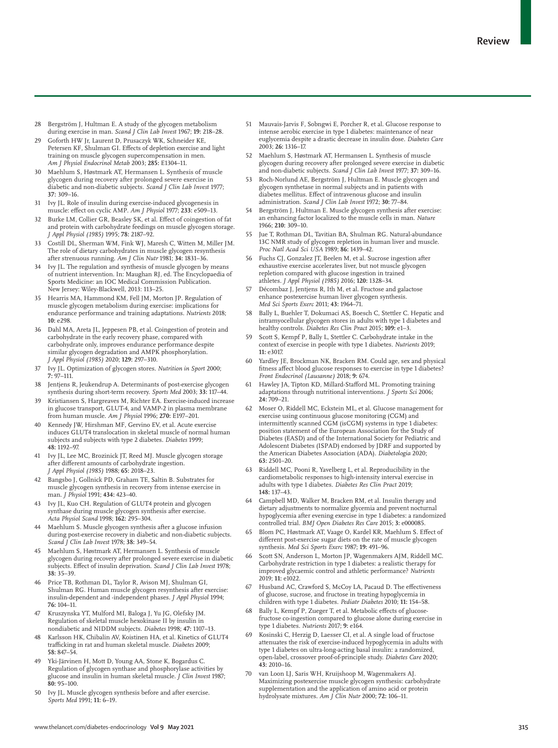28 Bergström J, Hultman E. A study of the glycogen metabolism during exercise in man. *Scand J Clin Lab Invest* 1967; **19:** 218–28.

29 Goforth HW Jr, Laurent D, Prusaczyk WK, Schneider KE, Petersen KF, Shulman GI. Effects of depletion exercise and light training on muscle glycogen supercompensation in men. *Am J Physiol Endocrinol Metab* 2003; **285:** E1304–11.

30 Maehlum S, Høstmark AT, Hermansen L. Synthesis of muscle glycogen during recovery after prolonged severe exercise in diabetic and non-diabetic subjects. *Scand J Clin Lab Invest* 1977; **37:** 309–16.

31 Ivy JL. Role of insulin during exercise-induced glycogenesis in muscle: effect on cyclic AMP. *Am J Physiol* 1977; **233:** e509–13.

32 Burke LM, Collier GR, Beasley SK, et al. Effect of coingestion of fat and protein with carbohydrate feedings on muscle glycogen storage. *J Appl Physiol (1985)* 1995; **78:** 2187–92.

33 Costill DL, Sherman WM, Fink WJ, Maresh C, Witten M, Miller JM. The role of dietary carbohydrates in muscle glycogen resynthesis after strenuous running. *Am J Clin Nutr* 1981; **34:** 1831–36.

34 Ivy JL. The regulation and synthesis of muscle glycogen by means of nutrient intervention. In: Maughan RJ, ed. The Encyclopaedia of Sports Medicine: an IOC Medical Commission Publication. New Jersey: Wiley-Blackwell, 2013: 113–25.

35 Hearris MA, Hammond KM, Fell JM, Morton JP. Regulation of muscle glycogen metabolism during exercise: implications for endurance performance and training adaptations. *Nutrients* 2018; **10:** e298.

36 Dahl MA, Areta JL, Jeppesen PB, et al. Coingestion of protein and carbohydrate in the early recovery phase, compared with carbohydrate only, improves endurance performance despite similar glycogen degradation and AMPK phosphorylation. *J Appl Physiol (1985)* 2020; **129:** 297–310.

37 Ivy JL. Optimization of glycogen stores. *Nutrition in Sport* 2000; **7:** 97–111.

38 Jentjens R, Jeukendrup A. Determinants of post-exercise glycogen synthesis during short-term recovery. *Sports Med* 2003; **33:** 117–44.

39 Kristiansen S, Hargreaves M, Richter EA. Exercise-induced increase in glucose transport, GLUT-4, and VAMP-2 in plasma membrane from human muscle. *Am J Physiol* 1996; **270:** E197–201.

40 Kennedy JW, Hirshman MF, Gervino EV, et al. Acute exercise induces GLUT4 translocation in skeletal muscle of normal human subjects and subjects with type 2 diabetes. *Diabetes* 1999; **48:** 1192–97.

41 Ivy JL, Lee MC, Brozinick JT, Reed MJ. Muscle glycogen storage after different amounts of carbohydrate ingestion. *J Appl Physiol (1985)* 1988; **65:** 2018–23.

42 Bangsbo J, Gollnick PD, Graham TE, Saltin B. Substrates for muscle glycogen synthesis in recovery from intense exercise in man. *J Physiol* 1991; **434:** 423–40.

43 Ivy JL, Kuo CH. Regulation of GLUT4 protein and glycogen synthase during muscle glycogen synthesis after exercise. *Acta Physiol Scand* 1998; **162:** 295–304.

44 Maehlum S. Muscle glycogen synthesis after a glucose infusion during post-exercise recovery in diabetic and non-diabetic subjects. *Scand J Clin Lab Invest* 1978; **38:** 349–54.

45 Maehlum S, Høstmark AT, Hermansen L. Synthesis of muscle glycogen during recovery after prolonged severe exercise in diabetic subjects. Effect of insulin deprivation. *Scand J Clin Lab Invest* 1978; **38:** 35–39.

46 Price TB, Rothman DL, Taylor R, Avison MJ, Shulman GI, Shulman RG. Human muscle glycogen resynthesis after exercise: insulin-dependent and -independent phases. *J Appl Physiol* 1994; **76:** 104–11.

47 Kruszynska YT, Mulford MI, Baloga J, Yu JG, Olefsky JM. Regulation of skeletal muscle hexokinase II by insulin in nondiabetic and NIDDM subjects. *Diabetes* 1998; **47:** 1107–13.

48 Karlsson HK, Chibalin AV, Koistinen HA, et al. Kinetics of GLUT4 trafficking in rat and human skeletal muscle. *Diabetes* 2009; **58:** 847–54.

49 Yki-Järvinen H, Mott D, Young AA, Stone K, Bogardus C. Regulation of glycogen synthase and phosphorylase activities by glucose and insulin in human skeletal muscle. *J Clin Invest* 1987; **80:** 95–100.

50 Ivy JL. Muscle glycogen synthesis before and after exercise. *Sports Med* 1991; **11:** 6–19.

51 Mauvais-Jarvis F, Sobngwi E, Porcher R, et al. Glucose response to intense aerobic exercise in type 1 diabetes: maintenance of near euglycemia despite a drastic decrease in insulin dose. *Diabetes Care* 2003; **26:** 1316–17.

52 Maehlum S, Høstmark AT, Hermansen L. Synthesis of muscle glycogen during recovery after prolonged severe exercise in diabetic and non-diabetic subjects. *Scand J Clin Lab Invest* 1977; **37:** 309–16.

53 Roch-Norlund AE, Bergström J, Hultman E. Muscle glycogen and glycogen synthetase in normal subjects and in patients with diabetes mellitus. Effect of intravenous glucose and insulin administration. *Scand J Clin Lab Invest* 1972; **30:** 77–84.

54 Bergström J, Hultman E. Muscle glycogen synthesis after exercise: an enhancing factor localized to the muscle cells in man. *Nature* 1966; **210:** 309–10.

55 Jue T, Rothman DL, Tavitian BA, Shulman RG. Natural-abundance 13C NMR study of glycogen repletion in human liver and muscle. *Proc Natl Acad Sci USA* 1989; **86:** 1439–42.

56 Fuchs CJ, Gonzalez JT, Beelen M, et al. Sucrose ingestion after exhaustive exercise accelerates liver, but not muscle glycogen repletion compared with glucose ingestion in trained athletes. *J Appl Physiol (1985)* 2016; **120:** 1328–34.

57 Décombaz J, Jentjens R, Ith M, et al. Fructose and galactose enhance postexercise human liver glycogen synthesis. *Med Sci Sports Exerc* 2011; **43:** 1964–71.

58 Bally L, Buehler T, Dokumaci AS, Boesch C, Stettler C. Hepatic and intramyocellular glycogen stores in adults with type 1 diabetes and healthy controls. *Diabetes Res Clin Pract* 2015; **109:** e1–3.

59 Scott S, Kempf P, Bally L, Stettler C. Carbohydrate intake in the context of exercise in people with type 1 diabetes. *Nutrients* 2019; **11:** e3017.

60 Yardley JE, Brockman NK, Bracken RM. Could age, sex and physical fitness affect blood glucose responses to exercise in type 1 diabetes? *Front Endocrinol (Lausanne)* 2018; **9:** 674.

61 Hawley JA, Tipton KD, Millard-Stafford ML. Promoting training adaptations through nutritional interventions. *J Sports Sci* 2006; **24:** 709–21.

62 Moser O, Riddell MC, Eckstein ML, et al. Glucose management for exercise using continuous glucose monitoring (CGM) and intermittently scanned CGM (isCGM) systems in type 1 diabetes: position statement of the European Association for the Study of Diabetes (EASD) and of the International Society for Pediatric and Adolescent Diabetes (ISPAD) endorsed by JDRF and supported by the American Diabetes Association (ADA). *Diabetologia* 2020; **63:** 2501–20.

63 Riddell MC, Pooni R, Yavelberg L, et al. Reproducibility in the cardiometabolic responses to high-intensity interval exercise in adults with type 1 diabetes. *Diabetes Res Clin Pract* 2019; **148:** 137–43.

64 Campbell MD, Walker M, Bracken RM, et al. Insulin therapy and dietary adjustments to normalize glycemia and prevent nocturnal hypoglycemia after evening exercise in type 1 diabetes: a randomized controlled trial. *BMJ Open Diabetes Res Care* 2015; **3:** e000085.

65 Blom PC, Høstmark AT, Vaage O, Kardel KR, Maehlum S. Effect of different post-exercise sugar diets on the rate of muscle glycogen synthesis. *Med Sci Sports Exerc* 1987; **19:** 491–96.

66 Scott SN, Anderson L, Morton JP, Wagenmakers AJM, Riddell MC. Carbohydrate restriction in type 1 diabetes: a realistic therapy for improved glycaemic control and athletic performance? *Nutrients* 2019; **11:** e1022.

67 Husband AC, Crawford S, McCoy LA, Pacaud D. The effectiveness of glucose, sucrose, and fructose in treating hypoglycemia in children with type 1 diabetes. *Pediatr Diabetes* 2010; **11:** 154–58.

68 Bally L, Kempf P, Zueger T, et al. Metabolic effects of glucose-fructose co-ingestion compared to glucose alone during exercise in type 1 diabetes. *Nutrients* 2017; **9:** e164.

69 Kosinski C, Herzig D, Laesser CI, et al. A single load of fructose attenuates the risk of exercise-induced hypoglycemia in adults with type 1 diabetes on ultra-long-acting basal insulin: a randomized, open-label, crossover proof-of-principle study. *Diabetes Care* 2020; **43:** 2010–16.

70 van Loon LJ, Saris WH, Kruijshoop M, Wagenmakers AJ. Maximizing postexercise muscle glycogen synthesis: carbohydrate supplementation and the application of amino acid or protein hydrolysate mixtures. *Am J Clin Nutr* 2000; **72:** 106–11.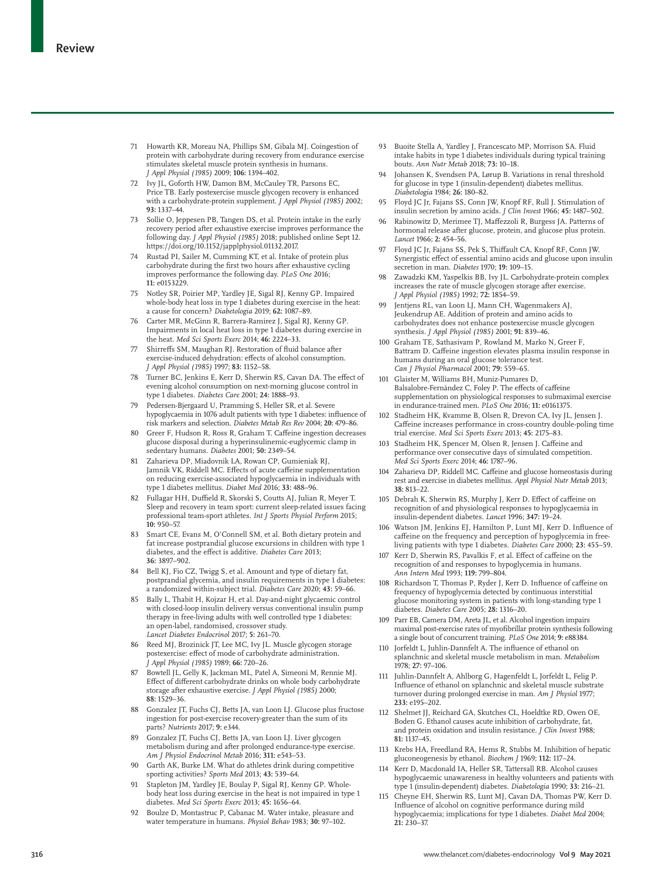71 Howarth KR, Moreau NA, Phillips SM, Gibala MJ. Coingestion of protein with carbohydrate during recovery from endurance exercise stimulates skeletal muscle protein synthesis in humans. *J Appl Physiol (1985)* 2009; **106:** 1394–402.

72 Ivy JL, Goforth HW, Damon BM, McCauley TR, Parsons EC, Price TB. Early postexercise muscle glycogen recovery is enhanced with a carbohydrate-protein supplement. *J Appl Physiol (1985)* 2002; **93:** 1337–44.

73 Sollie O, Jeppesen PB, Tangen DS, et al. Protein intake in the early recovery period after exhaustive exercise improves performance the following day. *J Appl Physiol (1985)* 2018; published online Sept 12. https://doi.org/10.1152/japplphysiol.01132.2017.

74 Rustad PI, Sailer M, Cumming KT, et al. Intake of protein plus carbohydrate during the first two hours after exhaustive cycling improves performance the following day. *PLoS One* 2016; **11:** e0153229.

75 Notley SR, Poirier MP, Yardley JE, Sigal RJ, Kenny GP. Impaired whole-body heat loss in type 1 diabetes during exercise in the heat: a cause for concern? *Diabetologia* 2019; **62:** 1087–89.

76 Carter MR, McGinn R, Barrera-Ramirez J, Sigal RJ, Kenny GP. Impairments in local heat loss in type 1 diabetes during exercise in the heat. *Med Sci Sports Exerc* 2014; **46:** 2224–33.

77 Shirreffs SM, Maughan RJ. Restoration of fluid balance after exercise-induced dehydration: effects of alcohol consumption. *J Appl Physiol (1985)* 1997; **83:** 1152–58.

78 Turner BC, Jenkins E, Kerr D, Sherwin RS, Cavan DA. The effect of evening alcohol consumption on next-morning glucose control in type 1 diabetes. *Diabetes Care* 2001; **24:** 1888–93.

79 Pedersen-Bjergaard U, Pramming S, Heller SR, et al. Severe hypoglycaemia in 1076 adult patients with type 1 diabetes: influence of risk markers and selection. *Diabetes Metab Res Rev* 2004; **20:** 479–86.

80 Greer F, Hudson R, Ross R, Graham T. Caffeine ingestion decreases glucose disposal during a hyperinsulinemic-euglycemic clamp in sedentary humans. *Diabetes* 2001; **50:** 2349–54.

81 Zaharieva DP, Miadovnik LA, Rowan CP, Gumieniak RJ, Jamnik VK, Riddell MC. Effects of acute caffeine supplementation on reducing exercise-associated hypoglycaemia in individuals with type 1 diabetes mellitus. *Diabet Med* 2016; **33:** 488–96.

82 Fullagar HH, Duffield R, Skorski S, Coutts AJ, Julian R, Meyer T. Sleep and recovery in team sport: current sleep-related issues facing professional team-sport athletes. *Int J Sports Physiol Perform* 2015; **10:** 950–57.

83 Smart CE, Evans M, O'Connell SM, et al. Both dietary protein and fat increase postprandial glucose excursions in children with type 1 diabetes, and the effect is additive. *Diabetes Care* 2013; **36:** 3897–902.

84 Bell KJ, Fio CZ, Twigg S, et al. Amount and type of dietary fat, postprandial glycemia, and insulin requirements in type 1 diabetes: a randomized within-subject trial. *Diabetes Care* 2020; **43:** 59–66.

85 Bally L, Thabit H, Kojzar H, et al. Day-and-night glycaemic control with closed-loop insulin delivery versus conventional insulin pump therapy in free-living adults with well controlled type 1 diabetes: an open-label, randomised, crossover study. *Lancet Diabetes Endocrinol* 2017; **5:** 261–70.

86 Reed MJ, Brozinick JT, Lee MC, Ivy JL. Muscle glycogen storage postexercise: effect of mode of carbohydrate administration. *J Appl Physiol (1985)* 1989; **66:** 720–26.

87 Bowtell JL, Gelly K, Jackman ML, Patel A, Simeoni M, Rennie MJ. Effect of different carbohydrate drinks on whole body carbohydrate storage after exhaustive exercise. *J Appl Physiol (1985)* 2000; **88:** 1529–36.

88 Gonzalez JT, Fuchs CJ, Betts JA, van Loon LJ. Glucose plus fructose ingestion for post-exercise recovery-greater than the sum of its parts? *Nutrients* 2017; **9:** e344.

89 Gonzalez JT, Fuchs CJ, Betts JA, van Loon LJ. Liver glycogen metabolism during and after prolonged endurance-type exercise. *Am J Physiol Endocrinol Metab* 2016; **311:** e543–53.

90 Garth AK, Burke LM. What do athletes drink during competitive sporting activities? *Sports Med* 2013; **43:** 539–64.

91 Stapleton JM, Yardley JE, Boulay P, Sigal RJ, Kenny GP. Whole-body heat loss during exercise in the heat is not impaired in type 1 diabetes. *Med Sci Sports Exerc* 2013; **45:** 1656–64.

92 Boulze D, Montastruc P, Cabanac M. Water intake, pleasure and water temperature in humans. *Physiol Behav* 1983; **30:** 97–102.

93 Buoite Stella A, Yardley J, Francescato MP, Morrison SA. Fluid intake habits in type 1 diabetes individuals during typical training bouts. *Ann Nutr Metab* 2018; **73:** 10–18.

94 Johansen K, Svendsen PA, Lørup B. Variations in renal threshold for glucose in type 1 (insulin-dependent) diabetes mellitus. *Diabetologia* 1984; **26:** 180–82.

95 Floyd JC Jr, Fajans SS, Conn JW, Knopf RF, Rull J. Stimulation of insulin secretion by amino acids. *J Clin Invest* 1966; **45:** 1487–502.

96 Rabinowitz D, Merimee TJ, Maffezzoli R, Burgess JA. Patterns of hormonal release after glucose, protein, and glucose plus protein. *Lancet* 1966; **2:** 454–56.

97 Floyd JC Jr, Fajans SS, Pek S, Thiffault CA, Knopf RF, Conn JW. Synergistic effect of essential amino acids and glucose upon insulin secretion in man. *Diabetes* 1970; **19:** 109–15.

98 Zawadzki KM, Yaspelkis BB, Ivy JL. Carbohydrate-protein complex increases the rate of muscle glycogen storage after exercise. *J Appl Physiol (1985)* 1992; **72:** 1854–59.

99 Jentjens RL, van Loon LJ, Mann CH, Wagenmakers AJ, Jeukendrup AE. Addition of protein and amino acids to carbohydrates does not enhance postexercise muscle glycogen synthesis. *J Appl Physiol (1985)* 2001; **91:** 839–46.

100 Graham TE, Sathasivam P, Rowland M, Marko N, Greer F, Battram D. Caffeine ingestion elevates plasma insulin response in humans during an oral glucose tolerance test. *Can J Physiol Pharmacol* 2001; **79:** 559–65.

101 Glaister M, Williams BH, Muniz-Pumares D, Balsalobre-Fernández C, Foley P. The effects of caffeine supplementation on physiological responses to submaximal exercise in endurance-trained men. *PLoS One* 2016; **11:** e0161375.

102 Stadheim HK, Kvamme B, Olsen R, Drevon CA, Ivy JL, Jensen J. Caffeine increases performance in cross-country double-poling time trial exercise. *Med Sci Sports Exerc* 2013; **45:** 2175–83.

103 Stadheim HK, Spencer M, Olsen R, Jensen J. Caffeine and performance over consecutive days of simulated competition. *Med Sci Sports Exerc* 2014; **46:** 1787–96.

104 Zaharieva DP, Riddell MC. Caffeine and glucose homeostasis during rest and exercise in diabetes mellitus. *Appl Physiol Nutr Metab* 2013; **38:** 813–22.

105 Debrah K, Sherwin RS, Murphy J, Kerr D. Effect of caffeine on recognition of and physiological responses to hypoglycaemia in insulin-dependent diabetes. *Lancet* 1996; **347:** 19–24.

106 Watson JM, Jenkins EJ, Hamilton P, Lunt MJ, Kerr D. Influence of caffeine on the frequency and perception of hypoglycemia in free-living patients with type 1 diabetes. *Diabetes Care* 2000; **23:** 455–59.

107 Kerr D, Sherwin RS, Pavalkis F, et al. Effect of caffeine on the recognition of and responses to hypoglycemia in humans. *Ann Intern Med* 1993; **119:** 799–804.

108 Richardson T, Thomas P, Ryder J, Kerr D. Influence of caffeine on frequency of hypoglycemia detected by continuous interstitial glucose monitoring system in patients with long-standing type 1 diabetes. *Diabetes Care* 2005; **28:** 1316–20.

109 Parr EB, Camera DM, Areta JL, et al. Alcohol ingestion impairs maximal post-exercise rates of myofibrillar protein synthesis following a single bout of concurrent training. *PLoS One* 2014; **9:** e88384.

110 Jorfeldt L, Juhlin-Dannfelt A. The influence of ethanol on splanchnic and skeletal muscle metabolism in man. *Metabolism* 1978; **27:** 97–106.

111 Juhlin-Dannfelt A, Ahlborg G, Hagenfeldt L, Jorfeldt L, Felig P. Influence of ethanol on splanchnic and skeletal muscle substrate turnover during prolonged exercise in man. *Am J Physiol* 1977; **233:** e195–202.

112 Shelmet JJ, Reichard GA, Skutches CL, Hoeldtke RD, Owen OE, Boden G. Ethanol causes acute inhibition of carbohydrate, fat, and protein oxidation and insulin resistance. *J Clin Invest* 1988; **81:** 1137–45.

113 Krebs HA, Freedland RA, Hems R, Stubbs M. Inhibition of hepatic gluconeogenesis by ethanol. *Biochem J* 1969; **112:** 117–24.

114 Kerr D, Macdonald IA, Heller SR, Tattersall RB. Alcohol causes hypoglycaemic unawareness in healthy volunteers and patients with type 1 (insulin-dependent) diabetes. *Diabetologia* 1990; **33:** 216–21.

115 Cheyne EH, Sherwin RS, Lunt MJ, Cavan DA, Thomas PW, Kerr D. Influence of alcohol on cognitive performance during mild hypoglycaemia; implications for type 1 diabetes. *Diabet Med* 2004; **21:** 230–37.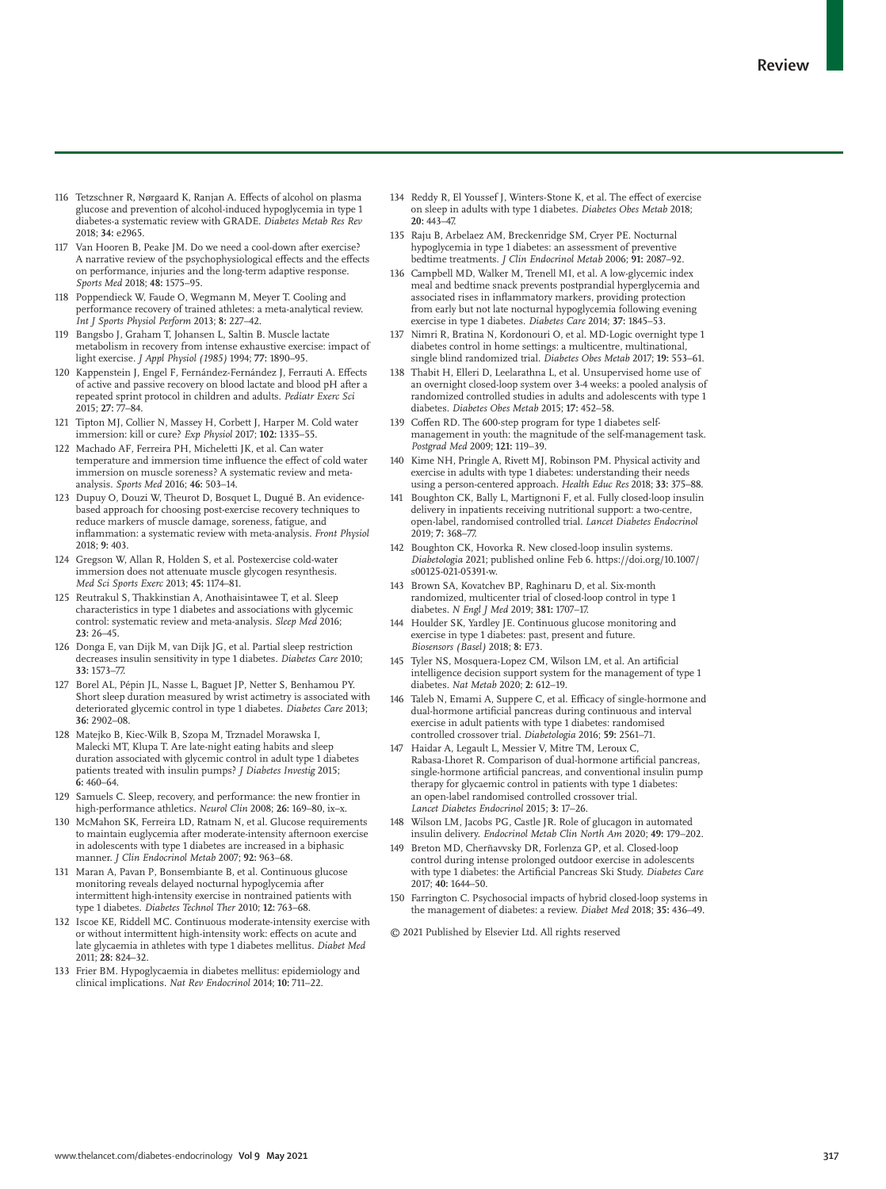116 Tetzschner R, Nørgaard K, Ranjan A. Effects of alcohol on plasma glucose and prevention of alcohol-induced hypoglycemia in type 1 diabetes-a systematic review with GRADE. *Diabetes Metab Res Rev* 2018; **34:** e2965.

117 Van Hooren B, Peake JM. Do we need a cool-down after exercise? A narrative review of the psychophysiological effects and the effects on performance, injuries and the long-term adaptive response. *Sports Med* 2018; **48:** 1575–95.

118 Poppendieck W, Faude O, Wegmann M, Meyer T. Cooling and performance recovery of trained athletes: a meta-analytical review. *Int J Sports Physiol Perform* 2013; **8:** 227–42.

119 Bangsbo J, Graham T, Johansen L, Saltin B. Muscle lactate metabolism in recovery from intense exhaustive exercise: impact of light exercise. *J Appl Physiol (1985)* 1994; **77:** 1890–95.

120 Kappenstein J, Engel F, Fernández-Fernández J, Ferrauti A. Effects of active and passive recovery on blood lactate and blood pH after a repeated sprint protocol in children and adults. *Pediatr Exerc Sci* 2015; **27:** 77–84.

121 Tipton MJ, Collier N, Massey H, Corbett J, Harper M. Cold water immersion: kill or cure? *Exp Physiol* 2017; **102:** 1335–55.

122 Machado AF, Ferreira PH, Micheletti JK, et al. Can water temperature and immersion time influence the effect of cold water immersion on muscle soreness? A systematic review and meta-analysis. *Sports Med* 2016; **46:** 503–14.

123 Dupuy O, Douzi W, Theurot D, Bosquet L, Dugué B. An evidence-based approach for choosing post-exercise recovery techniques to reduce markers of muscle damage, soreness, fatigue, and inflammation: a systematic review with meta-analysis. *Front Physiol* 2018; **9:** 403.

124 Gregson W, Allan R, Holden S, et al. Postexercise cold-water immersion does not attenuate muscle glycogen resynthesis. *Med Sci Sports Exerc* 2013; **45:** 1174–81.

125 Reutrakul S, Thakkinstian A, Anothaisintawee T, et al. Sleep characteristics in type 1 diabetes and associations with glycemic control: systematic review and meta-analysis. *Sleep Med* 2016; **23:** 26–45.

126 Donga E, van Dijk M, van Dijk JG, et al. Partial sleep restriction decreases insulin sensitivity in type 1 diabetes. *Diabetes Care* 2010; **33:** 1573–77.

127 Borel AL, Pépin JL, Nasse L, Baguet JP, Netter S, Benhamou PY. Short sleep duration measured by wrist actimetry is associated with deteriorated glycemic control in type 1 diabetes. *Diabetes Care* 2013; **36:** 2902–08.

128 Matejko B, Kiec-Wilk B, Szopa M, Trznadel Morawska I, Malecki MT, Klupa T. Are late-night eating habits and sleep duration associated with glycemic control in adult type 1 diabetes patients treated with insulin pumps? *J Diabetes Investig* 2015; **6:** 460–64.

129 Samuels C. Sleep, recovery, and performance: the new frontier in high-performance athletics. *Neurol Clin* 2008; **26:** 169–80, ix–x.

130 McMahon SK, Ferreira LD, Ratnam N, et al. Glucose requirements to maintain euglycemia after moderate-intensity afternoon exercise in adolescents with type 1 diabetes are increased in a biphasic manner. *J Clin Endocrinol Metab* 2007; **92:** 963–68.

131 Maran A, Pavan P, Bonsembiante B, et al. Continuous glucose monitoring reveals delayed nocturnal hypoglycemia after intermittent high-intensity exercise in nontrained patients with type 1 diabetes. *Diabetes Technol Ther* 2010; **12:** 763–68.

132 Iscoe KE, Riddell MC. Continuous moderate-intensity exercise with or without intermittent high-intensity work: effects on acute and late glycaemia in athletes with type 1 diabetes mellitus. *Diabet Med* 2011; **28:** 824–32.

133 Frier BM. Hypoglycaemia in diabetes mellitus: epidemiology and clinical implications. *Nat Rev Endocrinol* 2014; **10:** 711–22.

134 Reddy R, El Youssef J, Winters-Stone K, et al. The effect of exercise on sleep in adults with type 1 diabetes. *Diabetes Obes Metab* 2018; **20:** 443–47.

135 Raju B, Arbelaez AM, Breckenridge SM, Cryer PE. Nocturnal hypoglycemia in type 1 diabetes: an assessment of preventive bedtime treatments. *J Clin Endocrinol Metab* 2006; **91:** 2087–92.

136 Campbell MD, Walker M, Trenell MI, et al. A low-glycemic index meal and bedtime snack prevents postprandial hyperglycemia and associated rises in inflammatory markers, providing protection from early but not late nocturnal hypoglycemia following evening exercise in type 1 diabetes. *Diabetes Care* 2014; **37:** 1845–53.

137 Nimri R, Bratina N, Kordonouri O, et al. MD-Logic overnight type 1 diabetes control in home settings: a multicentre, multinational, single blind randomized trial. *Diabetes Obes Metab* 2017; **19:** 553–61.

138 Thabit H, Elleri D, Leelarathna L, et al. Unsupervised home use of an overnight closed-loop system over 3-4 weeks: a pooled analysis of randomized controlled studies in adults and adolescents with type 1 diabetes. *Diabetes Obes Metab* 2015; **17:** 452–58.

139 Coffen RD. The 600-step program for type 1 diabetes self-management in youth: the magnitude of the self-management task. *Postgrad Med* 2009; **121:** 119–39.

140 Kime NH, Pringle A, Rivett MJ, Robinson PM. Physical activity and exercise in adults with type 1 diabetes: understanding their needs using a person-centered approach. *Health Educ Res* 2018; **33:** 375–88.

141 Boughton CK, Bally L, Martignoni F, et al. Fully closed-loop insulin delivery in inpatients receiving nutritional support: a two-centre, open-label, randomised controlled trial. *Lancet Diabetes Endocrinol* 2019; **7:** 368–77.

142 Boughton CK, Hovorka R. New closed-loop insulin systems. *Diabetologia* 2021; published online Feb 6. https://doi.org/10.1007/s00125-021-05391-w.

143 Brown SA, Kovatchev BP, Raghinaru D, et al. Six-month randomized, multicenter trial of closed-loop control in type 1 diabetes. *N Engl J Med* 2019; **381:** 1707–17.

144 Houlder SK, Yardley JE. Continuous glucose monitoring and exercise in type 1 diabetes: past, present and future. *Biosensors (Basel)* 2018; **8:** E73.

145 Tyler NS, Mosquera-Lopez CM, Wilson LM, et al. An artificial intelligence decision support system for the management of type 1 diabetes. *Nat Metab* 2020; **2:** 612–19.

146 Taleb N, Emami A, Suppere C, et al. Efficacy of single-hormone and dual-hormone artificial pancreas during continuous and interval exercise in adult patients with type 1 diabetes: randomised controlled crossover trial. *Diabetologia* 2016; **59:** 2561–71.

147 Haidar A, Legault L, Messier V, Mitre TM, Leroux C, Rabasa-Lhoret R. Comparison of dual-hormone artificial pancreas, single-hormone artificial pancreas, and conventional insulin pump therapy for glycaemic control in patients with type 1 diabetes: an open-label randomised controlled crossover trial. *Lancet Diabetes Endocrinol* 2015; **3:** 17–26.

148 Wilson LM, Jacobs PG, Castle JR. Role of glucagon in automated insulin delivery. *Endocrinol Metab Clin North Am* 2020; **49:** 179–202.

149 Breton MD, Cherñavvsky DR, Forlenza GP, et al. Closed-loop control during intense prolonged outdoor exercise in adolescents with type 1 diabetes: the Artificial Pancreas Ski Study. *Diabetes Care* 2017; **40:** 1644–50.

150 Farrington C. Psychosocial impacts of hybrid closed-loop systems in the management of diabetes: a review. *Diabet Med* 2018; **35:** 436–49.

© 2021 Published by Elsevier Ltd. All rights reserved